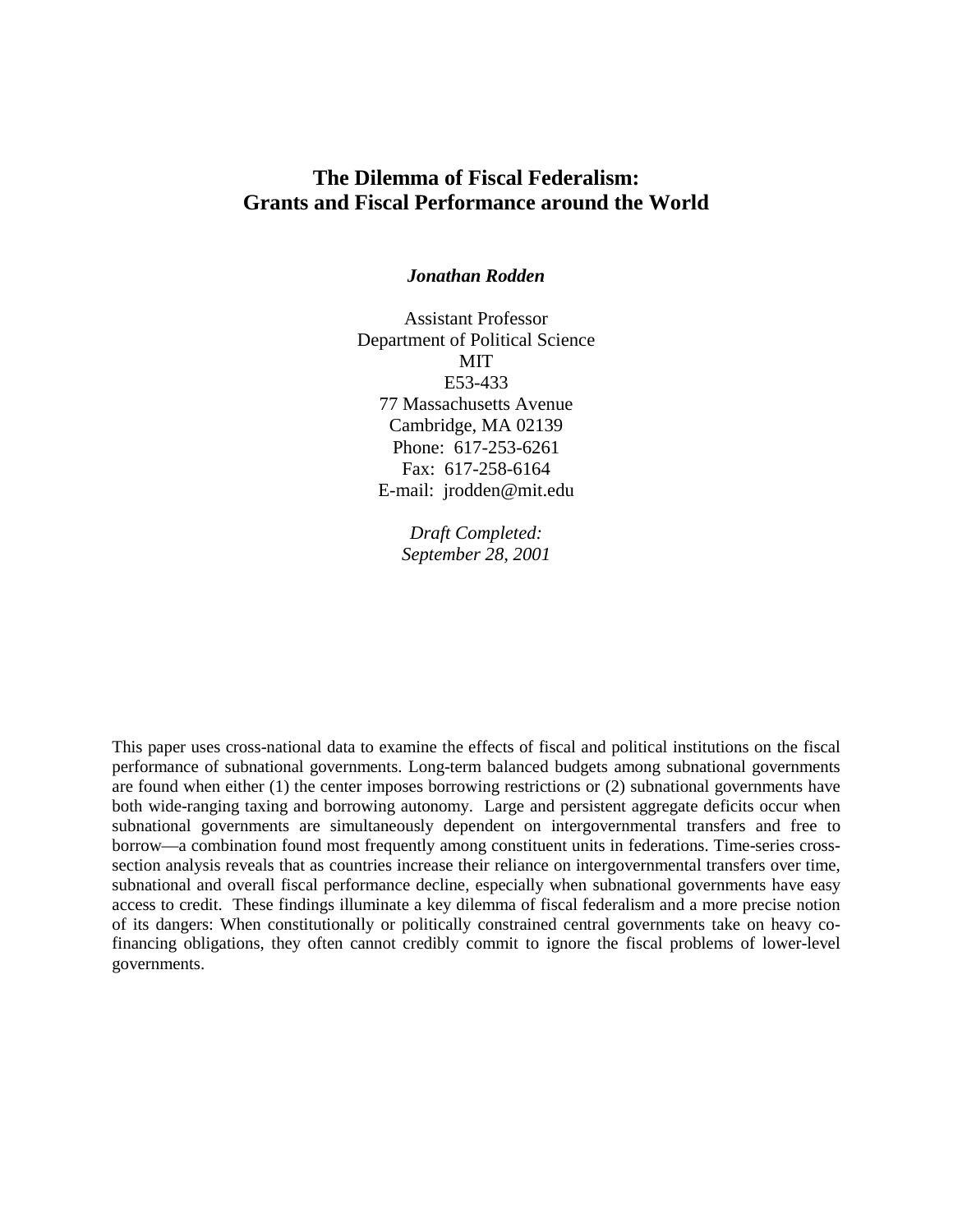# The Dilemma of Fiscal Federalism: Grants and Fiscal Performance around the World

***Jonathan Rodden***

Assistant Professor
Department of Political Science
MIT
E53-433
77 Massachusetts Avenue
Cambridge, MA 02139
Phone: 617-253-6261
Fax: 617-258-6164
E-mail: jrodden@mit.edu

*Draft Completed:*
*September 28, 2001*

This paper uses cross-national data to examine the effects of fiscal and political institutions on the fiscal performance of subnational governments. Long-term balanced budgets among subnational governments are found when either (1) the center imposes borrowing restrictions or (2) subnational governments have both wide-ranging taxing and borrowing autonomy. Large and persistent aggregate deficits occur when subnational governments are simultaneously dependent on intergovernmental transfers and free to borrow—a combination found most frequently among constituent units in federations. Time-series cross-section analysis reveals that as countries increase their reliance on intergovernmental transfers over time, subnational and overall fiscal performance decline, especially when subnational governments have easy access to credit. These findings illuminate a key dilemma of fiscal federalism and a more precise notion of its dangers: When constitutionally or politically constrained central governments take on heavy co-financing obligations, they often cannot credibly commit to ignore the fiscal problems of lower-level governments.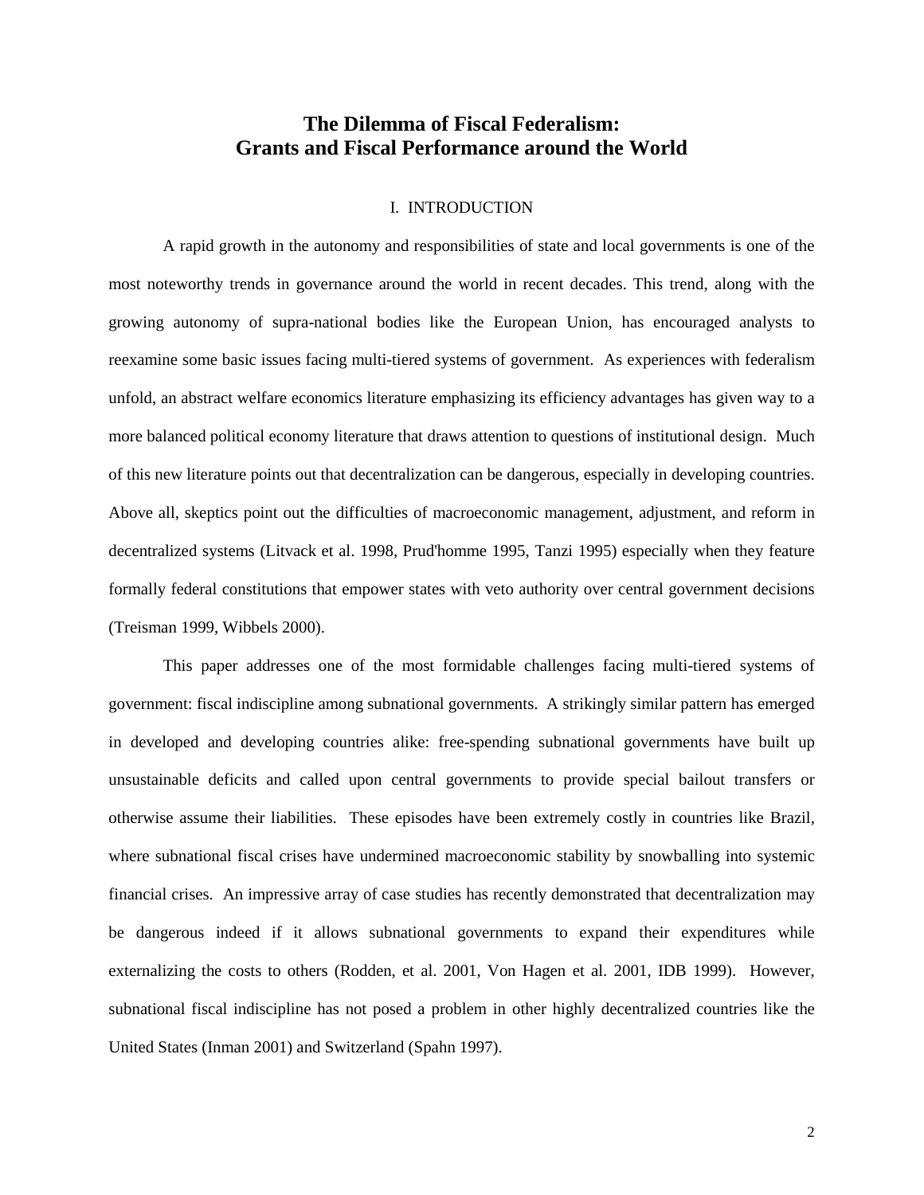# The Dilemma of Fiscal Federalism: Grants and Fiscal Performance around the World

## I. INTRODUCTION

A rapid growth in the autonomy and responsibilities of state and local governments is one of the most noteworthy trends in governance around the world in recent decades. This trend, along with the growing autonomy of supra-national bodies like the European Union, has encouraged analysts to reexamine some basic issues facing multi-tiered systems of government. As experiences with federalism unfold, an abstract welfare economics literature emphasizing its efficiency advantages has given way to a more balanced political economy literature that draws attention to questions of institutional design. Much of this new literature points out that decentralization can be dangerous, especially in developing countries. Above all, skeptics point out the difficulties of macroeconomic management, adjustment, and reform in decentralized systems (Litvack et al. 1998, Prud'homme 1995, Tanzi 1995) especially when they feature formally federal constitutions that empower states with veto authority over central government decisions (Treisman 1999, Wibbels 2000).

This paper addresses one of the most formidable challenges facing multi-tiered systems of government: fiscal indiscipline among subnational governments. A strikingly similar pattern has emerged in developed and developing countries alike: free-spending subnational governments have built up unsustainable deficits and called upon central governments to provide special bailout transfers or otherwise assume their liabilities. These episodes have been extremely costly in countries like Brazil, where subnational fiscal crises have undermined macroeconomic stability by snowballing into systemic financial crises. An impressive array of case studies has recently demonstrated that decentralization may be dangerous indeed if it allows subnational governments to expand their expenditures while externalizing the costs to others (Rodden, et al. 2001, Von Hagen et al. 2001, IDB 1999). However, subnational fiscal indiscipline has not posed a problem in other highly decentralized countries like the United States (Inman 2001) and Switzerland (Spahn 1997).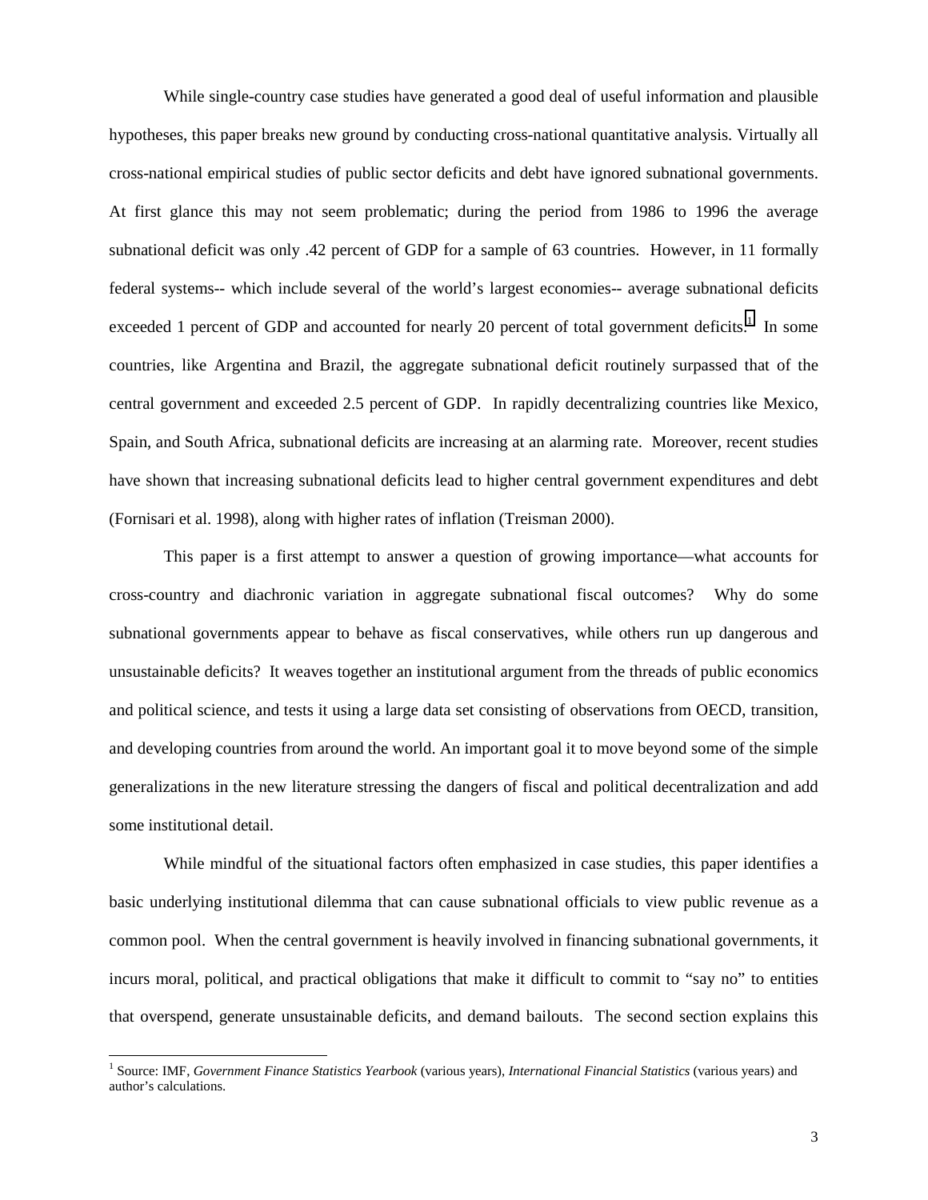While single-country case studies have generated a good deal of useful information and plausible hypotheses, this paper breaks new ground by conducting cross-national quantitative analysis. Virtually all cross-national empirical studies of public sector deficits and debt have ignored subnational governments. At first glance this may not seem problematic; during the period from 1986 to 1996 the average subnational deficit was only .42 percent of GDP for a sample of 63 countries. However, in 11 formally federal systems-- which include several of the world's largest economies-- average subnational deficits exceeded 1 percent of GDP and accounted for nearly 20 percent of total government deficits.[1] In some countries, like Argentina and Brazil, the aggregate subnational deficit routinely surpassed that of the central government and exceeded 2.5 percent of GDP. In rapidly decentralizing countries like Mexico, Spain, and South Africa, subnational deficits are increasing at an alarming rate. Moreover, recent studies have shown that increasing subnational deficits lead to higher central government expenditures and debt (Fornisari et al. 1998), along with higher rates of inflation (Treisman 2000).

This paper is a first attempt to answer a question of growing importance—what accounts for cross-country and diachronic variation in aggregate subnational fiscal outcomes? Why do some subnational governments appear to behave as fiscal conservatives, while others run up dangerous and unsustainable deficits? It weaves together an institutional argument from the threads of public economics and political science, and tests it using a large data set consisting of observations from OECD, transition, and developing countries from around the world. An important goal it to move beyond some of the simple generalizations in the new literature stressing the dangers of fiscal and political decentralization and add some institutional detail.

While mindful of the situational factors often emphasized in case studies, this paper identifies a basic underlying institutional dilemma that can cause subnational officials to view public revenue as a common pool. When the central government is heavily involved in financing subnational governments, it incurs moral, political, and practical obligations that make it difficult to commit to "say no" to entities that overspend, generate unsustainable deficits, and demand bailouts. The second section explains this

[1] Source: IMF, *Government Finance Statistics Yearbook* (various years), *International Financial Statistics* (various years) and author's calculations.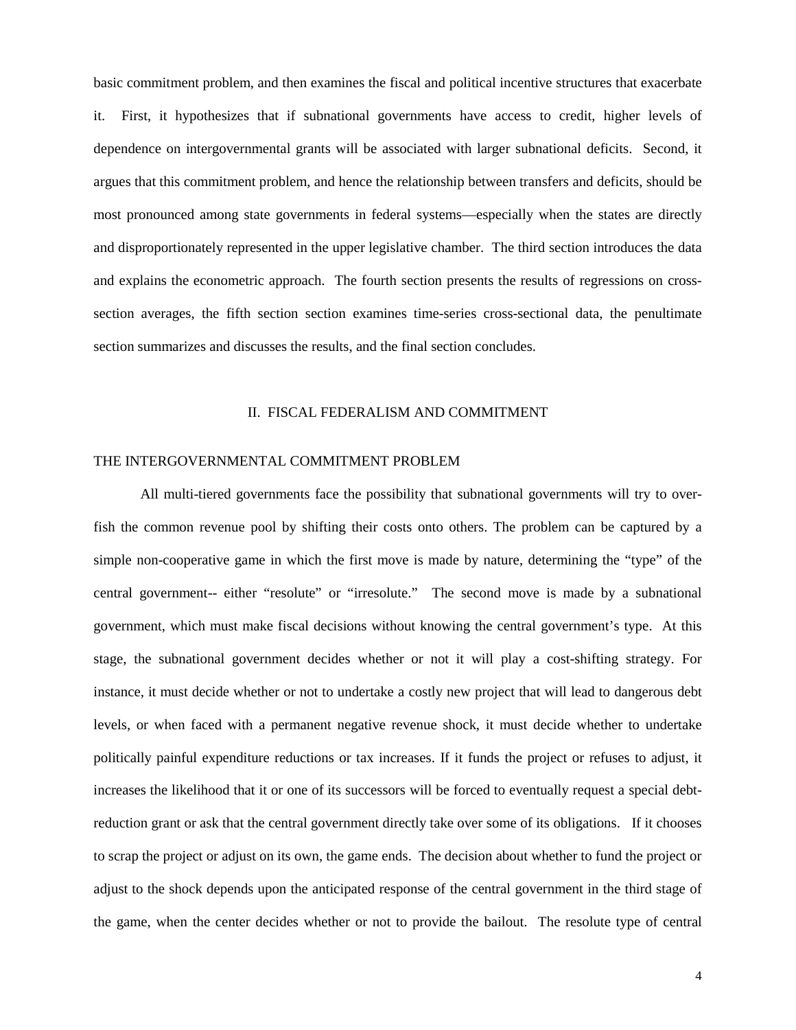basic commitment problem, and then examines the fiscal and political incentive structures that exacerbate it. First, it hypothesizes that if subnational governments have access to credit, higher levels of dependence on intergovernmental grants will be associated with larger subnational deficits. Second, it argues that this commitment problem, and hence the relationship between transfers and deficits, should be most pronounced among state governments in federal systems—especially when the states are directly and disproportionately represented in the upper legislative chamber. The third section introduces the data and explains the econometric approach. The fourth section presents the results of regressions on cross-section averages, the fifth section section examines time-series cross-sectional data, the penultimate section summarizes and discusses the results, and the final section concludes.

## II. FISCAL FEDERALISM AND COMMITMENT

### THE INTERGOVERNMENTAL COMMITMENT PROBLEM

All multi-tiered governments face the possibility that subnational governments will try to over-fish the common revenue pool by shifting their costs onto others. The problem can be captured by a simple non-cooperative game in which the first move is made by nature, determining the "type" of the central government-- either "resolute" or "irresolute." The second move is made by a subnational government, which must make fiscal decisions without knowing the central government's type. At this stage, the subnational government decides whether or not it will play a cost-shifting strategy. For instance, it must decide whether or not to undertake a costly new project that will lead to dangerous debt levels, or when faced with a permanent negative revenue shock, it must decide whether to undertake politically painful expenditure reductions or tax increases. If it funds the project or refuses to adjust, it increases the likelihood that it or one of its successors will be forced to eventually request a special debt-reduction grant or ask that the central government directly take over some of its obligations. If it chooses to scrap the project or adjust on its own, the game ends. The decision about whether to fund the project or adjust to the shock depends upon the anticipated response of the central government in the third stage of the game, when the center decides whether or not to provide the bailout. The resolute type of central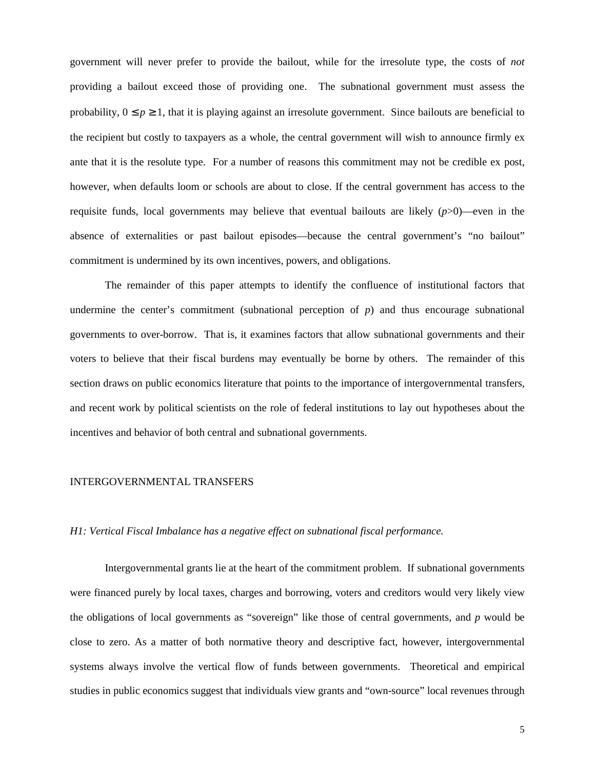government will never prefer to provide the bailout, while for the irresolute type, the costs of *not* providing a bailout exceed those of providing one. The subnational government must assess the probability, $0 \leq p \geq 1$, that it is playing against an irresolute government. Since bailouts are beneficial to the recipient but costly to taxpayers as a whole, the central government will wish to announce firmly ex ante that it is the resolute type. For a number of reasons this commitment may not be credible ex post, however, when defaults loom or schools are about to close. If the central government has access to the requisite funds, local governments may believe that eventual bailouts are likely ($p>0$)—even in the absence of externalities or past bailout episodes—because the central government's "no bailout" commitment is undermined by its own incentives, powers, and obligations.

The remainder of this paper attempts to identify the confluence of institutional factors that undermine the center's commitment (subnational perception of $p$) and thus encourage subnational governments to over-borrow. That is, it examines factors that allow subnational governments and their voters to believe that their fiscal burdens may eventually be borne by others. The remainder of this section draws on public economics literature that points to the importance of intergovernmental transfers, and recent work by political scientists on the role of federal institutions to lay out hypotheses about the incentives and behavior of both central and subnational governments.

## INTERGOVERNMENTAL TRANSFERS

*H1: Vertical Fiscal Imbalance has a negative effect on subnational fiscal performance.*

Intergovernmental grants lie at the heart of the commitment problem. If subnational governments were financed purely by local taxes, charges and borrowing, voters and creditors would very likely view the obligations of local governments as "sovereign" like those of central governments, and $p$ would be close to zero. As a matter of both normative theory and descriptive fact, however, intergovernmental systems always involve the vertical flow of funds between governments. Theoretical and empirical studies in public economics suggest that individuals view grants and "own-source" local revenues through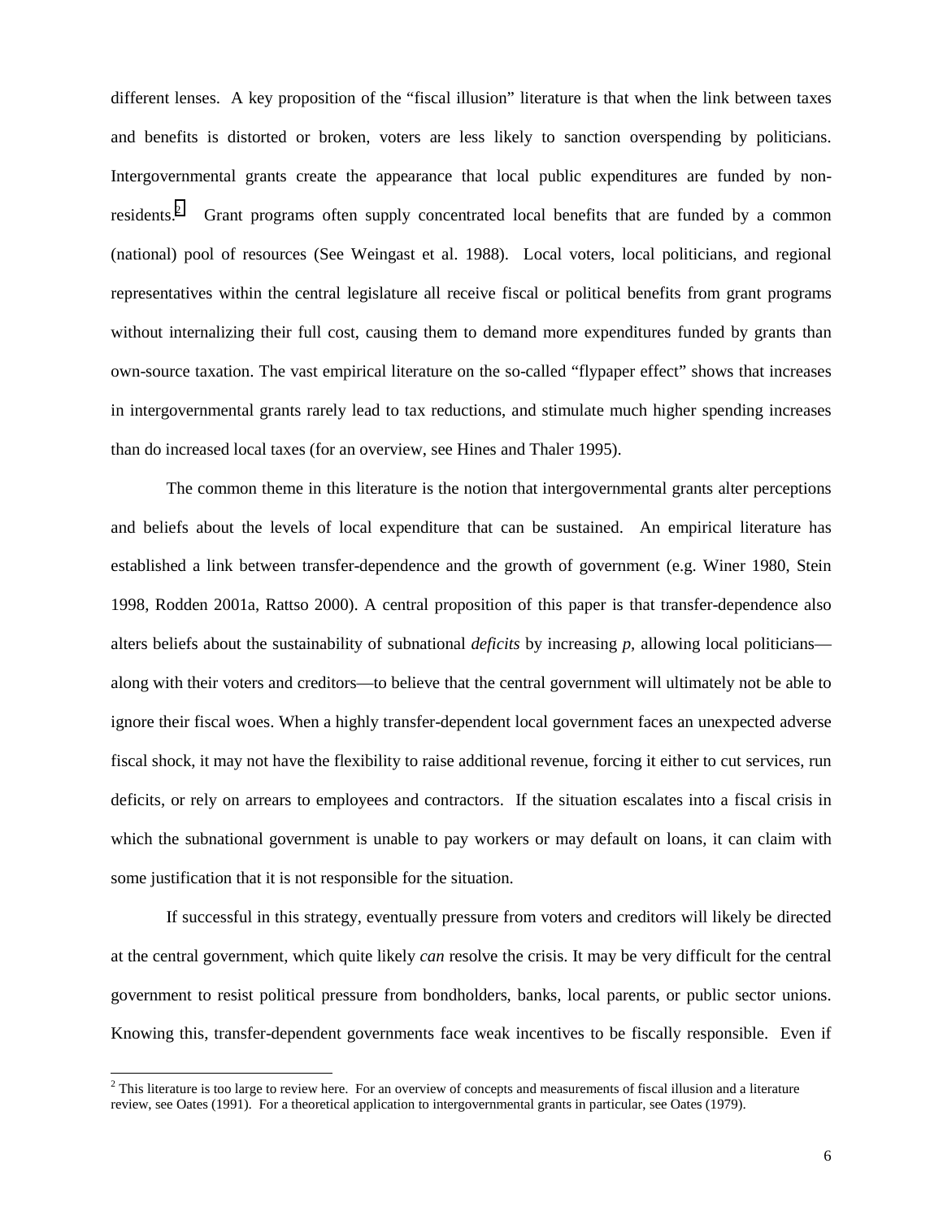different lenses. A key proposition of the "fiscal illusion" literature is that when the link between taxes and benefits is distorted or broken, voters are less likely to sanction overspending by politicians. Intergovernmental grants create the appearance that local public expenditures are funded by non-residents.[2] Grant programs often supply concentrated local benefits that are funded by a common (national) pool of resources (See Weingast et al. 1988). Local voters, local politicians, and regional representatives within the central legislature all receive fiscal or political benefits from grant programs without internalizing their full cost, causing them to demand more expenditures funded by grants than own-source taxation. The vast empirical literature on the so-called "flypaper effect" shows that increases in intergovernmental grants rarely lead to tax reductions, and stimulate much higher spending increases than do increased local taxes (for an overview, see Hines and Thaler 1995).

The common theme in this literature is the notion that intergovernmental grants alter perceptions and beliefs about the levels of local expenditure that can be sustained. An empirical literature has established a link between transfer-dependence and the growth of government (e.g. Winer 1980, Stein 1998, Rodden 2001a, Rattso 2000). A central proposition of this paper is that transfer-dependence also alters beliefs about the sustainability of subnational *deficits* by increasing $p$, allowing local politicians—along with their voters and creditors—to believe that the central government will ultimately not be able to ignore their fiscal woes. When a highly transfer-dependent local government faces an unexpected adverse fiscal shock, it may not have the flexibility to raise additional revenue, forcing it either to cut services, run deficits, or rely on arrears to employees and contractors. If the situation escalates into a fiscal crisis in which the subnational government is unable to pay workers or may default on loans, it can claim with some justification that it is not responsible for the situation.

If successful in this strategy, eventually pressure from voters and creditors will likely be directed at the central government, which quite likely *can* resolve the crisis. It may be very difficult for the central government to resist political pressure from bondholders, banks, local parents, or public sector unions. Knowing this, transfer-dependent governments face weak incentives to be fiscally responsible. Even if

[2] This literature is too large to review here. For an overview of concepts and measurements of fiscal illusion and a literature review, see Oates (1991). For a theoretical application to intergovernmental grants in particular, see Oates (1979).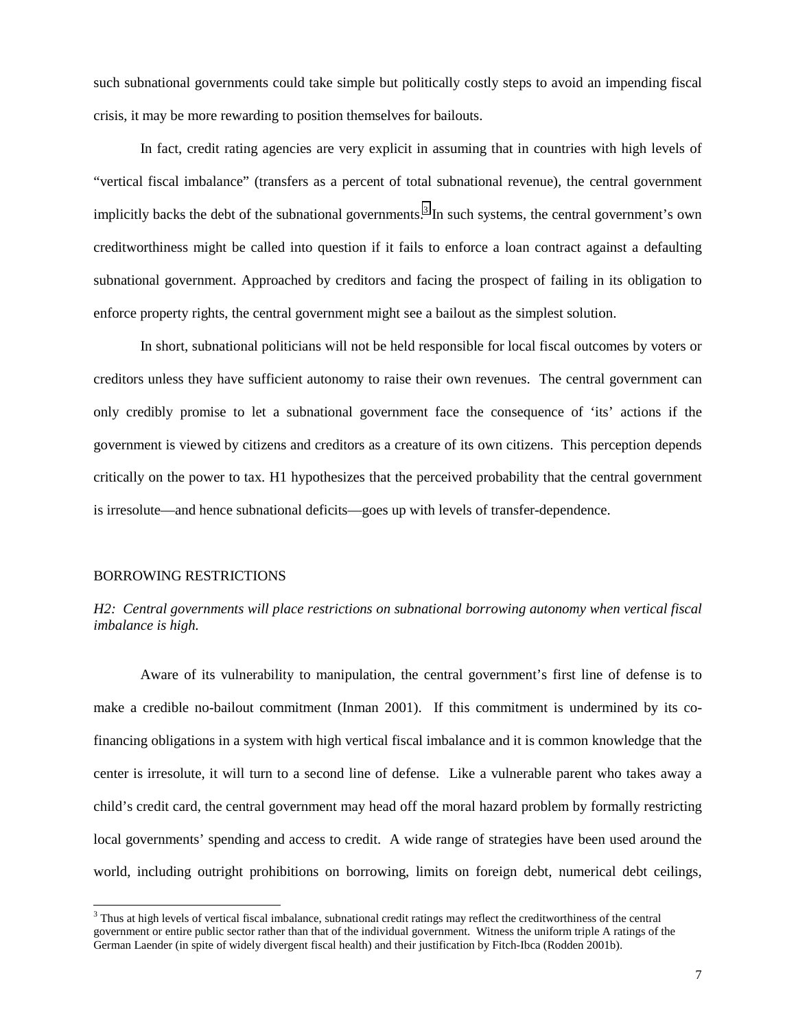such subnational governments could take simple but politically costly steps to avoid an impending fiscal crisis, it may be more rewarding to position themselves for bailouts.

In fact, credit rating agencies are very explicit in assuming that in countries with high levels of "vertical fiscal imbalance" (transfers as a percent of total subnational revenue), the central government implicitly backs the debt of the subnational governments.[3] In such systems, the central government's own creditworthiness might be called into question if it fails to enforce a loan contract against a defaulting subnational government. Approached by creditors and facing the prospect of failing in its obligation to enforce property rights, the central government might see a bailout as the simplest solution.

In short, subnational politicians will not be held responsible for local fiscal outcomes by voters or creditors unless they have sufficient autonomy to raise their own revenues. The central government can only credibly promise to let a subnational government face the consequence of 'its' actions if the government is viewed by citizens and creditors as a creature of its own citizens. This perception depends critically on the power to tax. H1 hypothesizes that the perceived probability that the central government is irresolute—and hence subnational deficits—goes up with levels of transfer-dependence.

## BORROWING RESTRICTIONS

*H2: Central governments will place restrictions on subnational borrowing autonomy when vertical fiscal imbalance is high.*

Aware of its vulnerability to manipulation, the central government's first line of defense is to make a credible no-bailout commitment (Inman 2001). If this commitment is undermined by its co-financing obligations in a system with high vertical fiscal imbalance and it is common knowledge that the center is irresolute, it will turn to a second line of defense. Like a vulnerable parent who takes away a child's credit card, the central government may head off the moral hazard problem by formally restricting local governments' spending and access to credit. A wide range of strategies have been used around the world, including outright prohibitions on borrowing, limits on foreign debt, numerical debt ceilings,

[3] Thus at high levels of vertical fiscal imbalance, subnational credit ratings may reflect the creditworthiness of the central government or entire public sector rather than that of the individual government. Witness the uniform triple A ratings of the German Laender (in spite of widely divergent fiscal health) and their justification by Fitch-Ibca (Rodden 2001b).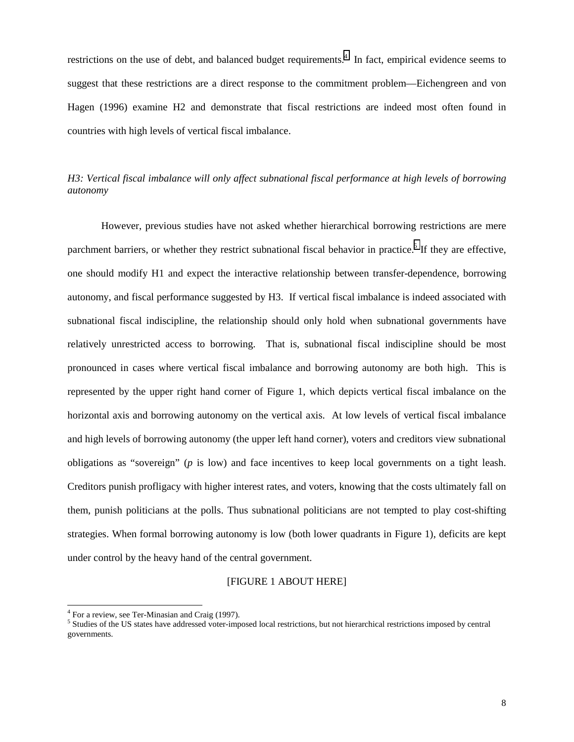restrictions on the use of debt, and balanced budget requirements.[4] In fact, empirical evidence seems to suggest that these restrictions are a direct response to the commitment problem—Eichengreen and von Hagen (1996) examine H2 and demonstrate that fiscal restrictions are indeed most often found in countries with high levels of vertical fiscal imbalance.

*H3: Vertical fiscal imbalance will only affect subnational fiscal performance at high levels of borrowing autonomy*

However, previous studies have not asked whether hierarchical borrowing restrictions are mere parchment barriers, or whether they restrict subnational fiscal behavior in practice.[5] If they are effective, one should modify H1 and expect the interactive relationship between transfer-dependence, borrowing autonomy, and fiscal performance suggested by H3. If vertical fiscal imbalance is indeed associated with subnational fiscal indiscipline, the relationship should only hold when subnational governments have relatively unrestricted access to borrowing. That is, subnational fiscal indiscipline should be most pronounced in cases where vertical fiscal imbalance and borrowing autonomy are both high. This is represented by the upper right hand corner of Figure 1, which depicts vertical fiscal imbalance on the horizontal axis and borrowing autonomy on the vertical axis. At low levels of vertical fiscal imbalance and high levels of borrowing autonomy (the upper left hand corner), voters and creditors view subnational obligations as "sovereign" ($p$ is low) and face incentives to keep local governments on a tight leash. Creditors punish profligacy with higher interest rates, and voters, knowing that the costs ultimately fall on them, punish politicians at the polls. Thus subnational politicians are not tempted to play cost-shifting strategies. When formal borrowing autonomy is low (both lower quadrants in Figure 1), deficits are kept under control by the heavy hand of the central government.

[FIGURE 1 ABOUT HERE]

[4] For a review, see Ter-Minasian and Craig (1997).

[5] Studies of the US states have addressed voter-imposed local restrictions, but not hierarchical restrictions imposed by central governments.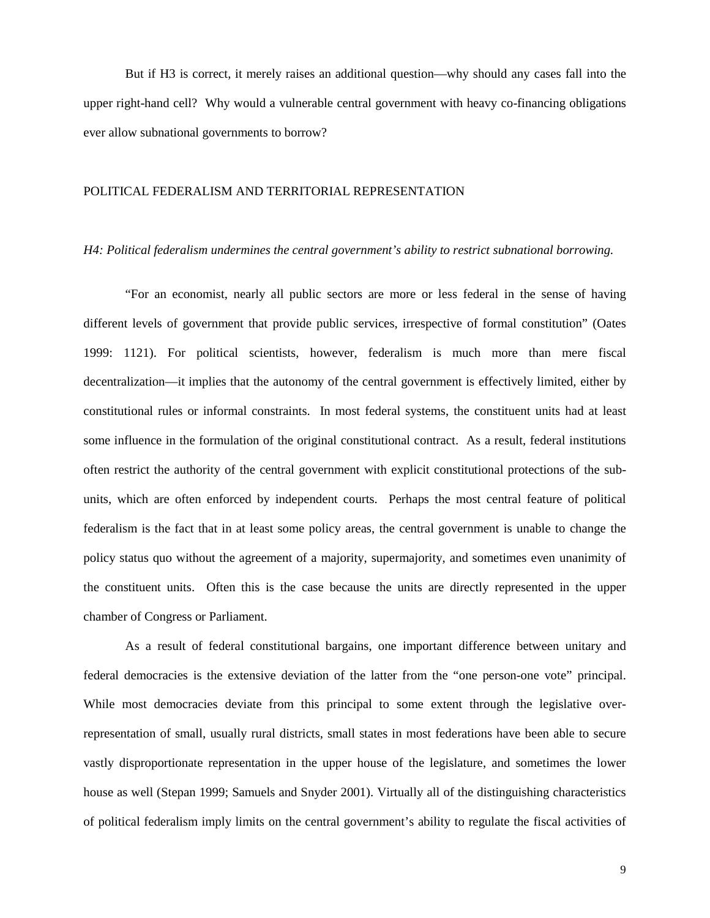But if H3 is correct, it merely raises an additional question—why should any cases fall into the upper right-hand cell? Why would a vulnerable central government with heavy co-financing obligations ever allow subnational governments to borrow?

## POLITICAL FEDERALISM AND TERRITORIAL REPRESENTATION

*H4: Political federalism undermines the central government's ability to restrict subnational borrowing.*

"For an economist, nearly all public sectors are more or less federal in the sense of having different levels of government that provide public services, irrespective of formal constitution" (Oates 1999: 1121). For political scientists, however, federalism is much more than mere fiscal decentralization—it implies that the autonomy of the central government is effectively limited, either by constitutional rules or informal constraints. In most federal systems, the constituent units had at least some influence in the formulation of the original constitutional contract. As a result, federal institutions often restrict the authority of the central government with explicit constitutional protections of the sub-units, which are often enforced by independent courts. Perhaps the most central feature of political federalism is the fact that in at least some policy areas, the central government is unable to change the policy status quo without the agreement of a majority, supermajority, and sometimes even unanimity of the constituent units. Often this is the case because the units are directly represented in the upper chamber of Congress or Parliament.

As a result of federal constitutional bargains, one important difference between unitary and federal democracies is the extensive deviation of the latter from the "one person-one vote" principal. While most democracies deviate from this principal to some extent through the legislative over-representation of small, usually rural districts, small states in most federations have been able to secure vastly disproportionate representation in the upper house of the legislature, and sometimes the lower house as well (Stepan 1999; Samuels and Snyder 2001). Virtually all of the distinguishing characteristics of political federalism imply limits on the central government's ability to regulate the fiscal activities of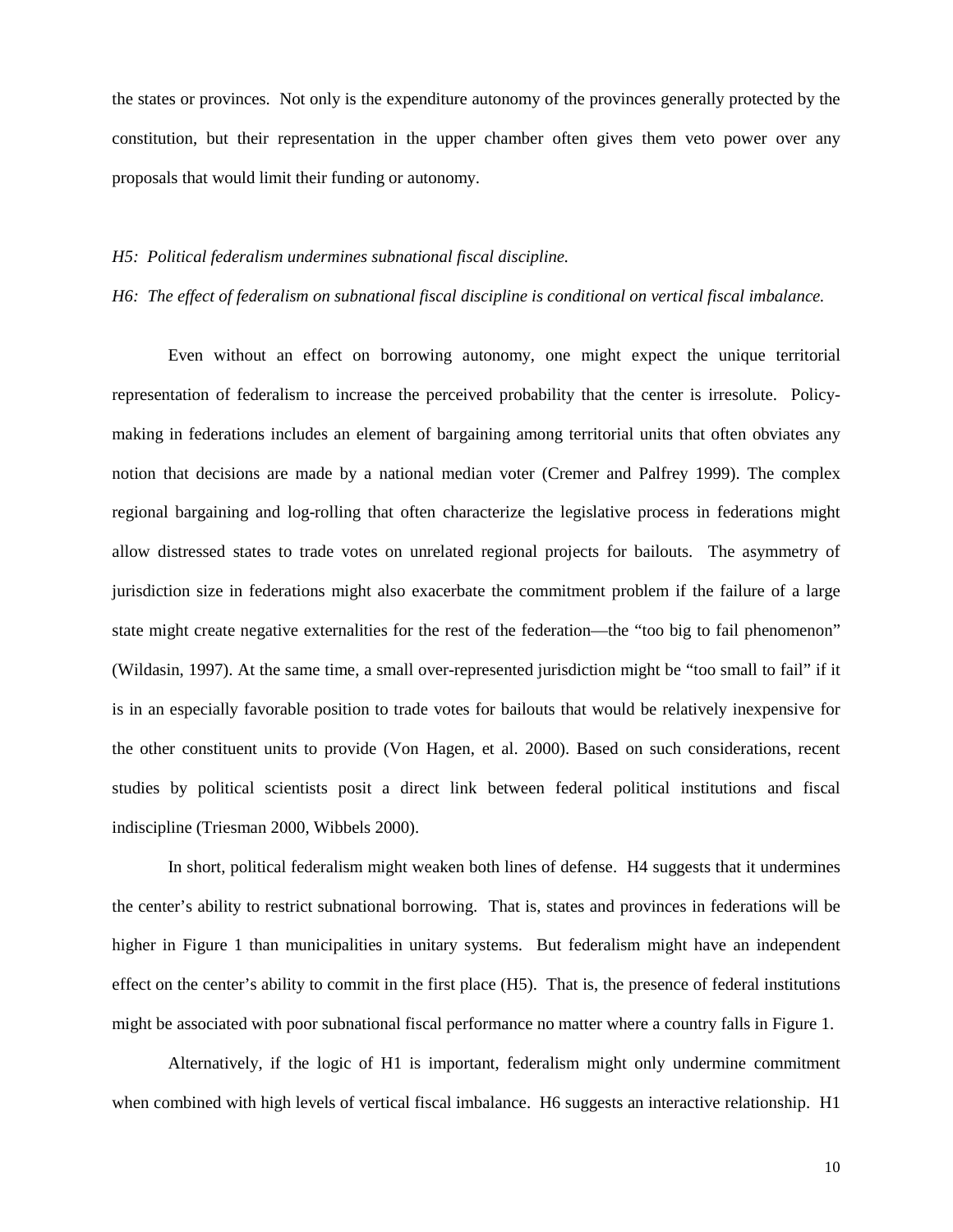the states or provinces. Not only is the expenditure autonomy of the provinces generally protected by the constitution, but their representation in the upper chamber often gives them veto power over any proposals that would limit their funding or autonomy.

*H5: Political federalism undermines subnational fiscal discipline.*

*H6: The effect of federalism on subnational fiscal discipline is conditional on vertical fiscal imbalance.*

Even without an effect on borrowing autonomy, one might expect the unique territorial representation of federalism to increase the perceived probability that the center is irresolute. Policy-making in federations includes an element of bargaining among territorial units that often obviates any notion that decisions are made by a national median voter (Cremer and Palfrey 1999). The complex regional bargaining and log-rolling that often characterize the legislative process in federations might allow distressed states to trade votes on unrelated regional projects for bailouts. The asymmetry of jurisdiction size in federations might also exacerbate the commitment problem if the failure of a large state might create negative externalities for the rest of the federation—the "too big to fail phenomenon" (Wildasin, 1997). At the same time, a small over-represented jurisdiction might be "too small to fail" if it is in an especially favorable position to trade votes for bailouts that would be relatively inexpensive for the other constituent units to provide (Von Hagen, et al. 2000). Based on such considerations, recent studies by political scientists posit a direct link between federal political institutions and fiscal indiscipline (Triesman 2000, Wibbels 2000).

In short, political federalism might weaken both lines of defense. H4 suggests that it undermines the center's ability to restrict subnational borrowing. That is, states and provinces in federations will be higher in Figure 1 than municipalities in unitary systems. But federalism might have an independent effect on the center's ability to commit in the first place (H5). That is, the presence of federal institutions might be associated with poor subnational fiscal performance no matter where a country falls in Figure 1.

Alternatively, if the logic of H1 is important, federalism might only undermine commitment when combined with high levels of vertical fiscal imbalance. H6 suggests an interactive relationship. H1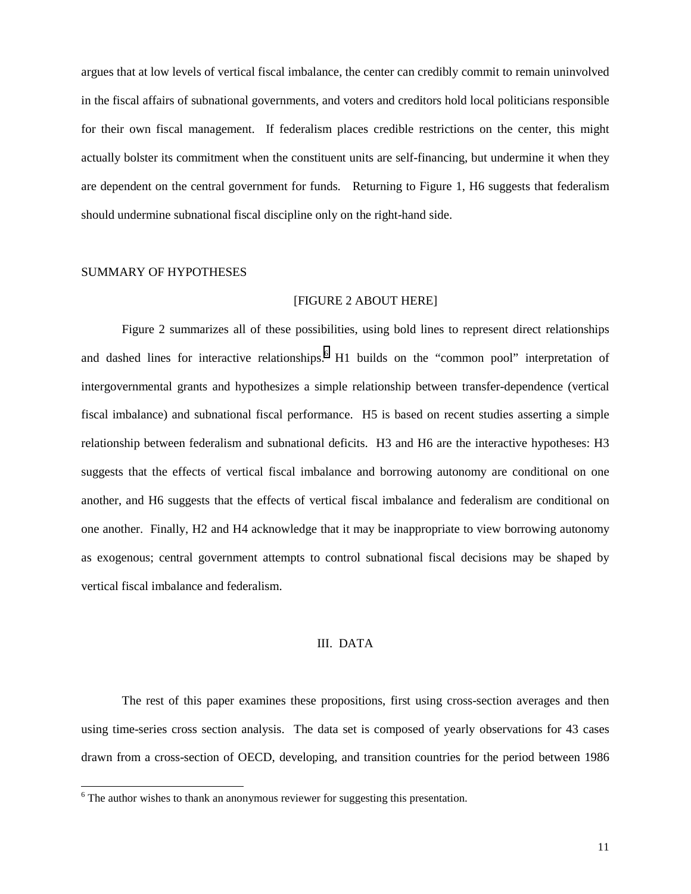argues that at low levels of vertical fiscal imbalance, the center can credibly commit to remain uninvolved in the fiscal affairs of subnational governments, and voters and creditors hold local politicians responsible for their own fiscal management. If federalism places credible restrictions on the center, this might actually bolster its commitment when the constituent units are self-financing, but undermine it when they are dependent on the central government for funds. Returning to Figure 1, H6 suggests that federalism should undermine subnational fiscal discipline only on the right-hand side.

## SUMMARY OF HYPOTHESES

[FIGURE 2 ABOUT HERE]

Figure 2 summarizes all of these possibilities, using bold lines to represent direct relationships and dashed lines for interactive relationships.[6] H1 builds on the "common pool" interpretation of intergovernmental grants and hypothesizes a simple relationship between transfer-dependence (vertical fiscal imbalance) and subnational fiscal performance. H5 is based on recent studies asserting a simple relationship between federalism and subnational deficits. H3 and H6 are the interactive hypotheses: H3 suggests that the effects of vertical fiscal imbalance and borrowing autonomy are conditional on one another, and H6 suggests that the effects of vertical fiscal imbalance and federalism are conditional on one another. Finally, H2 and H4 acknowledge that it may be inappropriate to view borrowing autonomy as exogenous; central government attempts to control subnational fiscal decisions may be shaped by vertical fiscal imbalance and federalism.

## III. DATA

The rest of this paper examines these propositions, first using cross-section averages and then using time-series cross section analysis. The data set is composed of yearly observations for 43 cases drawn from a cross-section of OECD, developing, and transition countries for the period between 1986

[6] The author wishes to thank an anonymous reviewer for suggesting this presentation.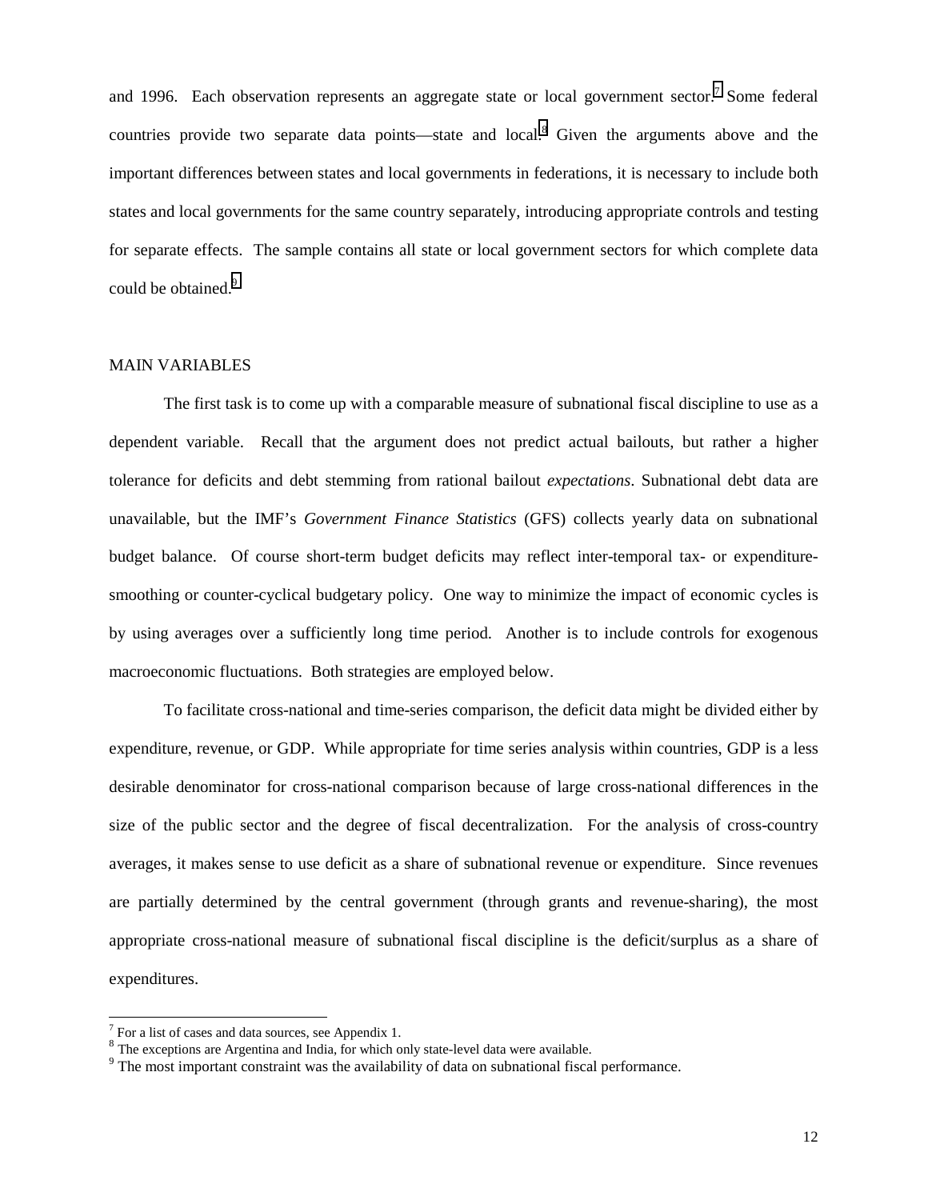and 1996. Each observation represents an aggregate state or local government sector.[7] Some federal countries provide two separate data points—state and local.[8] Given the arguments above and the important differences between states and local governments in federations, it is necessary to include both states and local governments for the same country separately, introducing appropriate controls and testing for separate effects. The sample contains all state or local government sectors for which complete data could be obtained.[9]

## MAIN VARIABLES

The first task is to come up with a comparable measure of subnational fiscal discipline to use as a dependent variable. Recall that the argument does not predict actual bailouts, but rather a higher tolerance for deficits and debt stemming from rational bailout *expectations*. Subnational debt data are unavailable, but the IMF's *Government Finance Statistics* (GFS) collects yearly data on subnational budget balance. Of course short-term budget deficits may reflect inter-temporal tax- or expenditure-smoothing or counter-cyclical budgetary policy. One way to minimize the impact of economic cycles is by using averages over a sufficiently long time period. Another is to include controls for exogenous macroeconomic fluctuations. Both strategies are employed below.

To facilitate cross-national and time-series comparison, the deficit data might be divided either by expenditure, revenue, or GDP. While appropriate for time series analysis within countries, GDP is a less desirable denominator for cross-national comparison because of large cross-national differences in the size of the public sector and the degree of fiscal decentralization. For the analysis of cross-country averages, it makes sense to use deficit as a share of subnational revenue or expenditure. Since revenues are partially determined by the central government (through grants and revenue-sharing), the most appropriate cross-national measure of subnational fiscal discipline is the deficit/surplus as a share of expenditures.

---

[7] For a list of cases and data sources, see Appendix 1.

[8] The exceptions are Argentina and India, for which only state-level data were available.

[9] The most important constraint was the availability of data on subnational fiscal performance.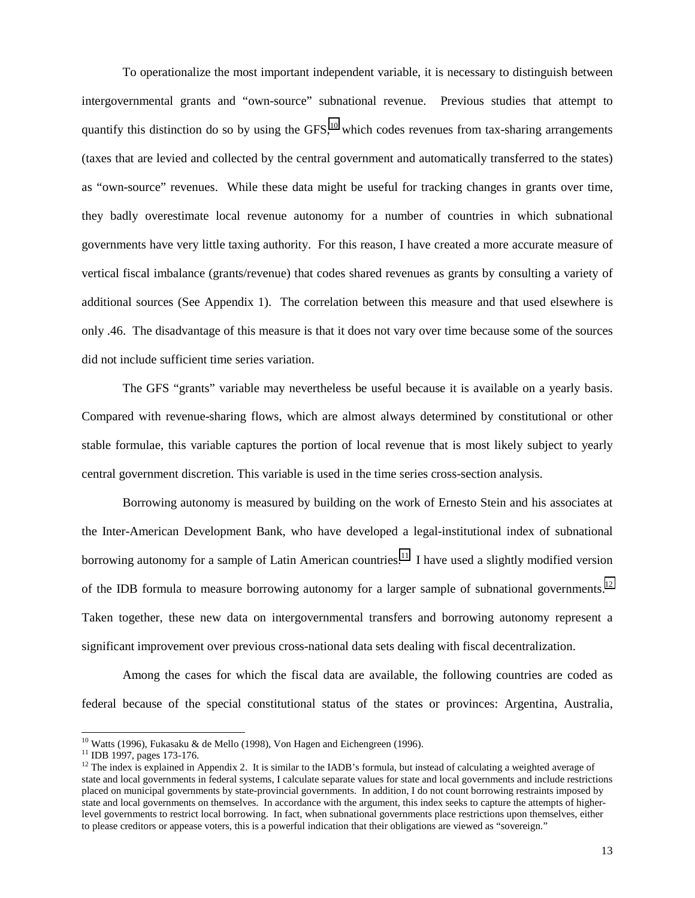To operationalize the most important independent variable, it is necessary to distinguish between intergovernmental grants and "own-source" subnational revenue. Previous studies that attempt to quantify this distinction do so by using the GFS,[10] which codes revenues from tax-sharing arrangements (taxes that are levied and collected by the central government and automatically transferred to the states) as "own-source" revenues. While these data might be useful for tracking changes in grants over time, they badly overestimate local revenue autonomy for a number of countries in which subnational governments have very little taxing authority. For this reason, I have created a more accurate measure of vertical fiscal imbalance (grants/revenue) that codes shared revenues as grants by consulting a variety of additional sources (See Appendix 1). The correlation between this measure and that used elsewhere is only .46. The disadvantage of this measure is that it does not vary over time because some of the sources did not include sufficient time series variation.

The GFS "grants" variable may nevertheless be useful because it is available on a yearly basis. Compared with revenue-sharing flows, which are almost always determined by constitutional or other stable formulae, this variable captures the portion of local revenue that is most likely subject to yearly central government discretion. This variable is used in the time series cross-section analysis.

Borrowing autonomy is measured by building on the work of Ernesto Stein and his associates at the Inter-American Development Bank, who have developed a legal-institutional index of subnational borrowing autonomy for a sample of Latin American countries.[11] I have used a slightly modified version of the IDB formula to measure borrowing autonomy for a larger sample of subnational governments.[12] Taken together, these new data on intergovernmental transfers and borrowing autonomy represent a significant improvement over previous cross-national data sets dealing with fiscal decentralization.

Among the cases for which the fiscal data are available, the following countries are coded as federal because of the special constitutional status of the states or provinces: Argentina, Australia,

---

[10] Watts (1996), Fukasaku & de Mello (1998), Von Hagen and Eichengreen (1996).

[11] IDB 1997, pages 173-176.

[12] The index is explained in Appendix 2. It is similar to the IADB's formula, but instead of calculating a weighted average of state and local governments in federal systems, I calculate separate values for state and local governments and include restrictions placed on municipal governments by state-provincial governments. In addition, I do not count borrowing restraints imposed by state and local governments on themselves. In accordance with the argument, this index seeks to capture the attempts of higher-level governments to restrict local borrowing. In fact, when subnational governments place restrictions upon themselves, either to please creditors or appease voters, this is a powerful indication that their obligations are viewed as "sovereign."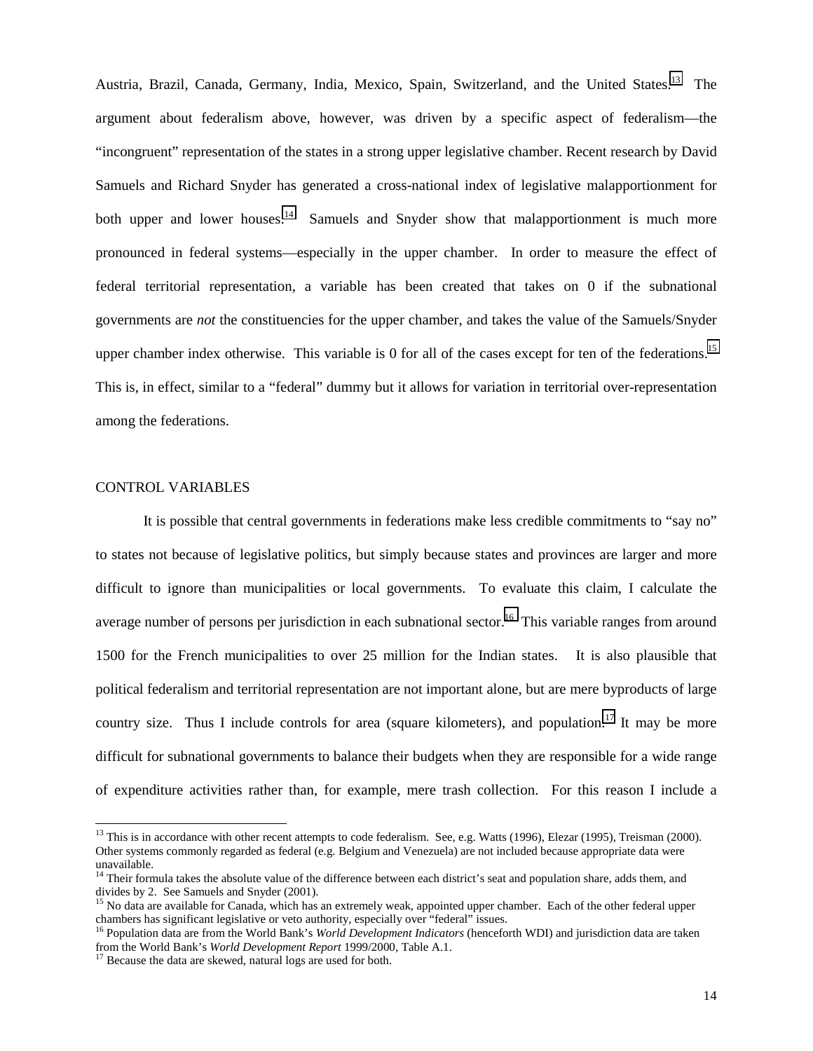Austria, Brazil, Canada, Germany, India, Mexico, Spain, Switzerland, and the United States.[13] The argument about federalism above, however, was driven by a specific aspect of federalism—the "incongruent" representation of the states in a strong upper legislative chamber. Recent research by David Samuels and Richard Snyder has generated a cross-national index of legislative malapportionment for both upper and lower houses.[14] Samuels and Snyder show that malapportionment is much more pronounced in federal systems—especially in the upper chamber. In order to measure the effect of federal territorial representation, a variable has been created that takes on 0 if the subnational governments are *not* the constituencies for the upper chamber, and takes the value of the Samuels/Snyder upper chamber index otherwise. This variable is 0 for all of the cases except for ten of the federations.[15] This is, in effect, similar to a "federal" dummy but it allows for variation in territorial over-representation among the federations.

## CONTROL VARIABLES

It is possible that central governments in federations make less credible commitments to "say no" to states not because of legislative politics, but simply because states and provinces are larger and more difficult to ignore than municipalities or local governments. To evaluate this claim, I calculate the average number of persons per jurisdiction in each subnational sector.[16] This variable ranges from around 1500 for the French municipalities to over 25 million for the Indian states. It is also plausible that political federalism and territorial representation are not important alone, but are mere byproducts of large country size. Thus I include controls for area (square kilometers), and population.[17] It may be more difficult for subnational governments to balance their budgets when they are responsible for a wide range of expenditure activities rather than, for example, mere trash collection. For this reason I include a

---

[13] This is in accordance with other recent attempts to code federalism. See, e.g. Watts (1996), Elezar (1995), Treisman (2000). Other systems commonly regarded as federal (e.g. Belgium and Venezuela) are not included because appropriate data were unavailable.

[14] Their formula takes the absolute value of the difference between each district's seat and population share, adds them, and divides by 2. See Samuels and Snyder (2001).

[15] No data are available for Canada, which has an extremely weak, appointed upper chamber. Each of the other federal upper chambers has significant legislative or veto authority, especially over "federal" issues.

[16] Population data are from the World Bank's *World Development Indicators* (henceforth WDI) and jurisdiction data are taken from the World Bank's *World Development Report* 1999/2000, Table A.1.

[17] Because the data are skewed, natural logs are used for both.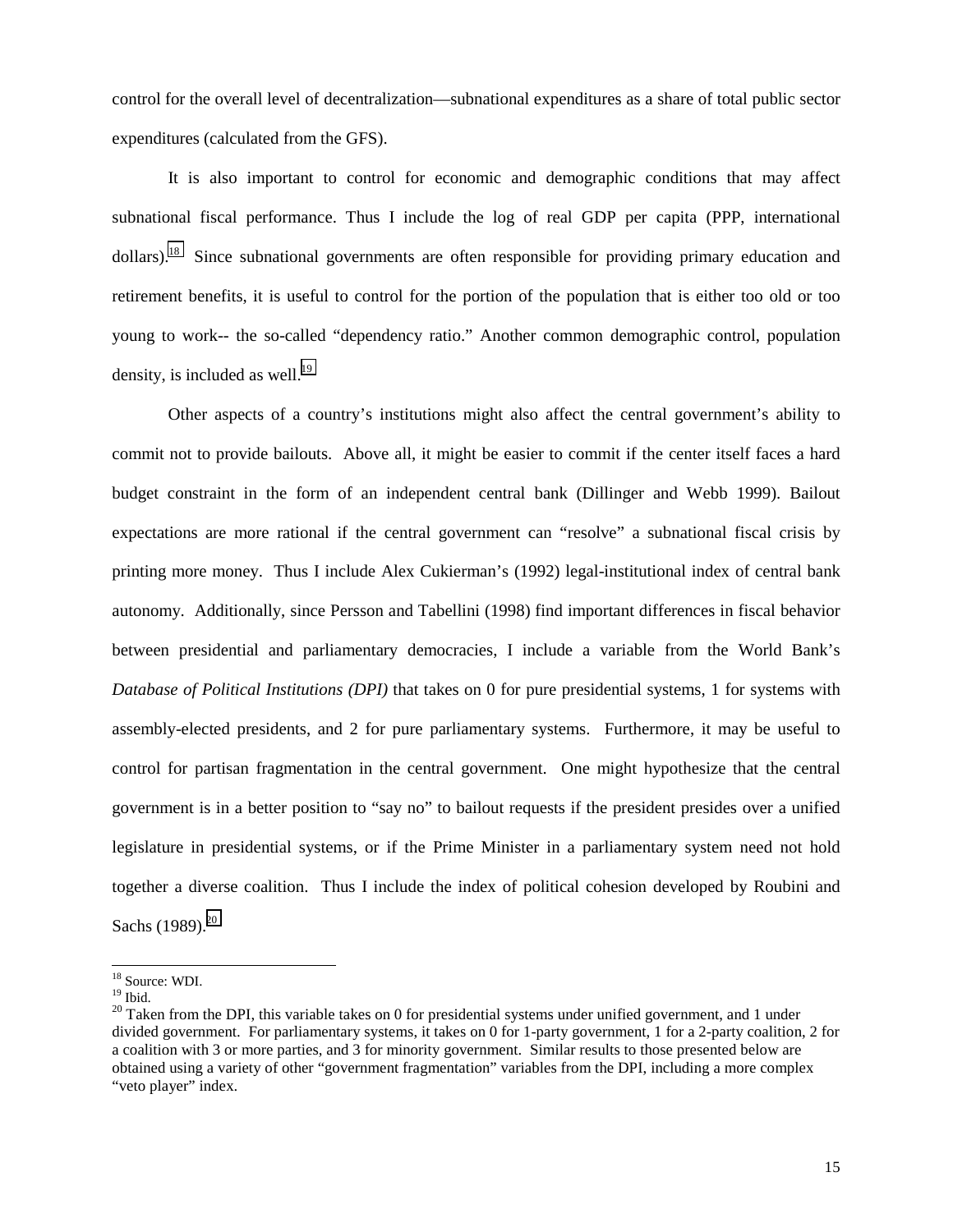control for the overall level of decentralization—subnational expenditures as a share of total public sector expenditures (calculated from the GFS).

It is also important to control for economic and demographic conditions that may affect subnational fiscal performance. Thus I include the log of real GDP per capita (PPP, international dollars).[18] Since subnational governments are often responsible for providing primary education and retirement benefits, it is useful to control for the portion of the population that is either too old or too young to work-- the so-called "dependency ratio." Another common demographic control, population density, is included as well.[19]

Other aspects of a country's institutions might also affect the central government's ability to commit not to provide bailouts. Above all, it might be easier to commit if the center itself faces a hard budget constraint in the form of an independent central bank (Dillinger and Webb 1999). Bailout expectations are more rational if the central government can "resolve" a subnational fiscal crisis by printing more money. Thus I include Alex Cukierman's (1992) legal-institutional index of central bank autonomy. Additionally, since Persson and Tabellini (1998) find important differences in fiscal behavior between presidential and parliamentary democracies, I include a variable from the World Bank's *Database of Political Institutions (DPI)* that takes on 0 for pure presidential systems, 1 for systems with assembly-elected presidents, and 2 for pure parliamentary systems. Furthermore, it may be useful to control for partisan fragmentation in the central government. One might hypothesize that the central government is in a better position to "say no" to bailout requests if the president presides over a unified legislature in presidential systems, or if the Prime Minister in a parliamentary system need not hold together a diverse coalition. Thus I include the index of political cohesion developed by Roubini and Sachs (1989).[20]

---

[18] Source: WDI.

[19] Ibid.

[20] Taken from the DPI, this variable takes on 0 for presidential systems under unified government, and 1 under divided government. For parliamentary systems, it takes on 0 for 1-party government, 1 for a 2-party coalition, 2 for a coalition with 3 or more parties, and 3 for minority government. Similar results to those presented below are obtained using a variety of other "government fragmentation" variables from the DPI, including a more complex "veto player" index.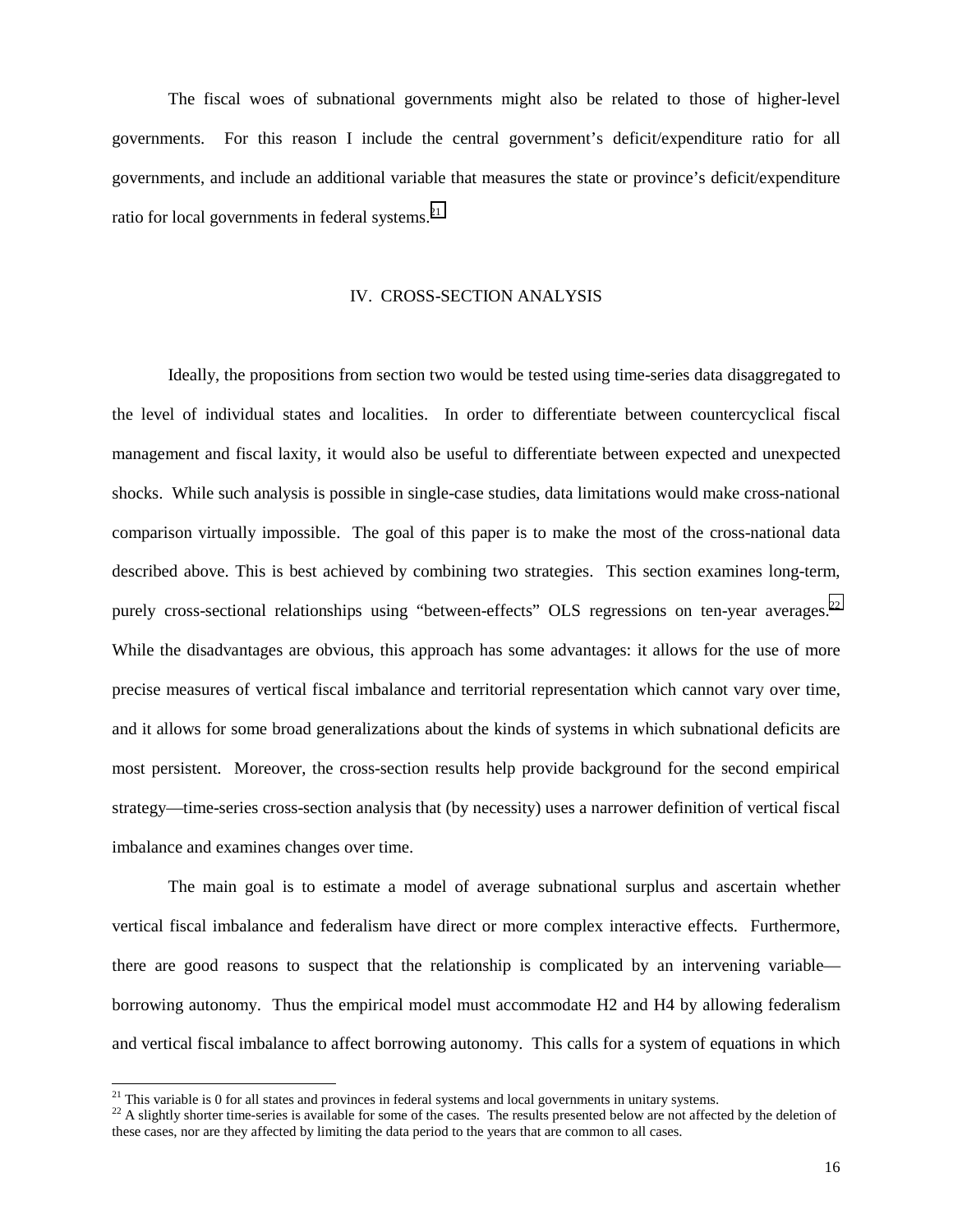The fiscal woes of subnational governments might also be related to those of higher-level governments. For this reason I include the central government's deficit/expenditure ratio for all governments, and include an additional variable that measures the state or province's deficit/expenditure ratio for local governments in federal systems.[21]

## IV. CROSS-SECTION ANALYSIS

Ideally, the propositions from section two would be tested using time-series data disaggregated to the level of individual states and localities. In order to differentiate between countercyclical fiscal management and fiscal laxity, it would also be useful to differentiate between expected and unexpected shocks. While such analysis is possible in single-case studies, data limitations would make cross-national comparison virtually impossible. The goal of this paper is to make the most of the cross-national data described above. This is best achieved by combining two strategies. This section examines long-term, purely cross-sectional relationships using "between-effects" OLS regressions on ten-year averages.[22] While the disadvantages are obvious, this approach has some advantages: it allows for the use of more precise measures of vertical fiscal imbalance and territorial representation which cannot vary over time, and it allows for some broad generalizations about the kinds of systems in which subnational deficits are most persistent. Moreover, the cross-section results help provide background for the second empirical strategy—time-series cross-section analysis that (by necessity) uses a narrower definition of vertical fiscal imbalance and examines changes over time.

The main goal is to estimate a model of average subnational surplus and ascertain whether vertical fiscal imbalance and federalism have direct or more complex interactive effects. Furthermore, there are good reasons to suspect that the relationship is complicated by an intervening variable—borrowing autonomy. Thus the empirical model must accommodate H2 and H4 by allowing federalism and vertical fiscal imbalance to affect borrowing autonomy. This calls for a system of equations in which

---

[21] This variable is 0 for all states and provinces in federal systems and local governments in unitary systems.

[22] A slightly shorter time-series is available for some of the cases. The results presented below are not affected by the deletion of these cases, nor are they affected by limiting the data period to the years that are common to all cases.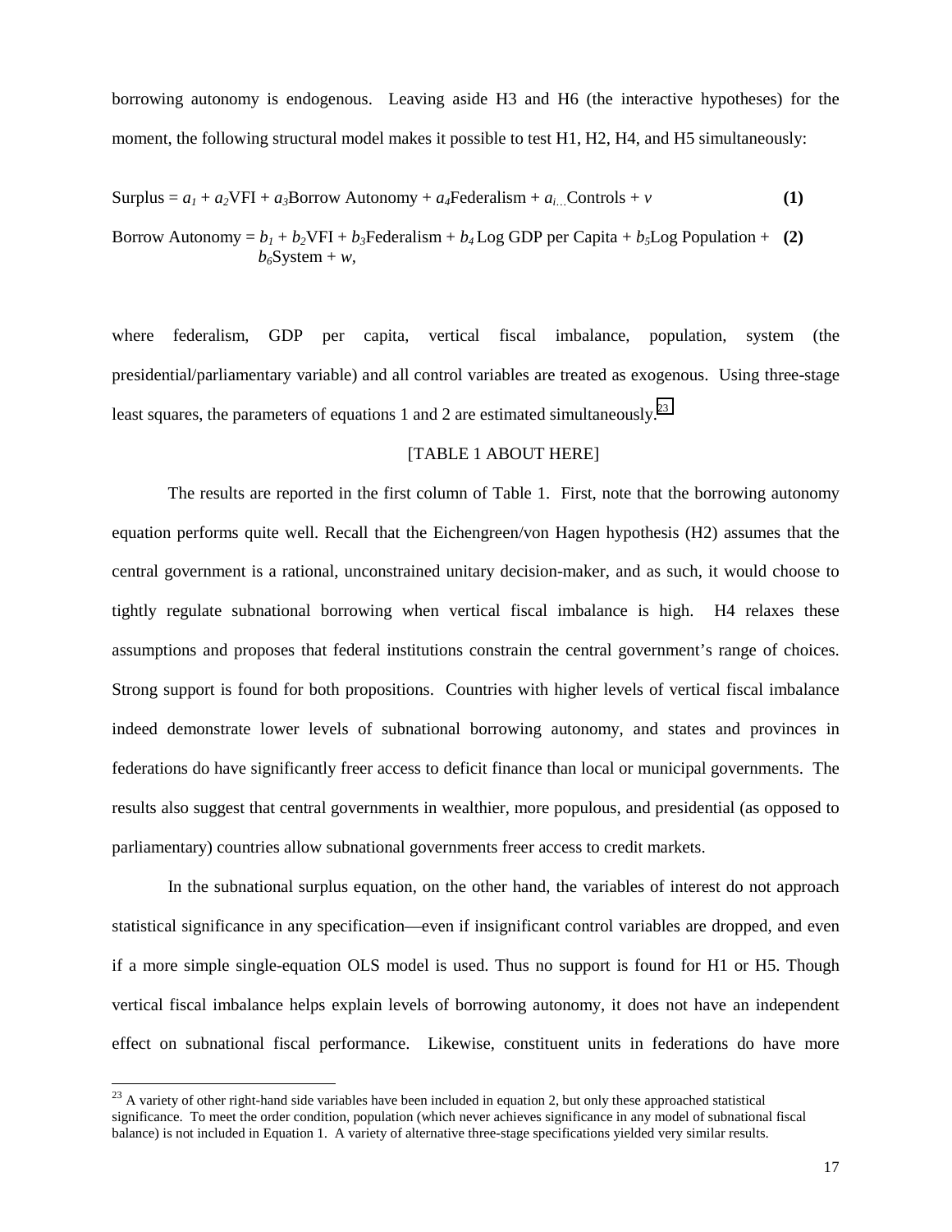borrowing autonomy is endogenous. Leaving aside H3 and H6 (the interactive hypotheses) for the moment, the following structural model makes it possible to test H1, H2, H4, and H5 simultaneously:

$$\text{Surplus} = a_1 + a_2\text{VFI} + a_3\text{Borrow Autonomy} + a_4\text{Federalism} + a_{i\ldots}\text{Controls} + v \qquad \textbf{(1)}$$

$$\text{Borrow Autonomy} = b_1 + b_2\text{VFI} + b_3\text{Federalism} + b_4\,\text{Log GDP per Capita} + b_5\text{Log Population} + b_6\text{System} + w, \qquad \textbf{(2)}$$

where federalism, GDP per capita, vertical fiscal imbalance, population, system (the presidential/parliamentary variable) and all control variables are treated as exogenous. Using three-stage least squares, the parameters of equations 1 and 2 are estimated simultaneously.[23]

[TABLE 1 ABOUT HERE]

The results are reported in the first column of Table 1. First, note that the borrowing autonomy equation performs quite well. Recall that the Eichengreen/von Hagen hypothesis (H2) assumes that the central government is a rational, unconstrained unitary decision-maker, and as such, it would choose to tightly regulate subnational borrowing when vertical fiscal imbalance is high. H4 relaxes these assumptions and proposes that federal institutions constrain the central government's range of choices. Strong support is found for both propositions. Countries with higher levels of vertical fiscal imbalance indeed demonstrate lower levels of subnational borrowing autonomy, and states and provinces in federations do have significantly freer access to deficit finance than local or municipal governments. The results also suggest that central governments in wealthier, more populous, and presidential (as opposed to parliamentary) countries allow subnational governments freer access to credit markets.

In the subnational surplus equation, on the other hand, the variables of interest do not approach statistical significance in any specification—even if insignificant control variables are dropped, and even if a more simple single-equation OLS model is used. Thus no support is found for H1 or H5. Though vertical fiscal imbalance helps explain levels of borrowing autonomy, it does not have an independent effect on subnational fiscal performance. Likewise, constituent units in federations do have more

---

[23] A variety of other right-hand side variables have been included in equation 2, but only these approached statistical significance. To meet the order condition, population (which never achieves significance in any model of subnational fiscal balance) is not included in Equation 1. A variety of alternative three-stage specifications yielded very similar results.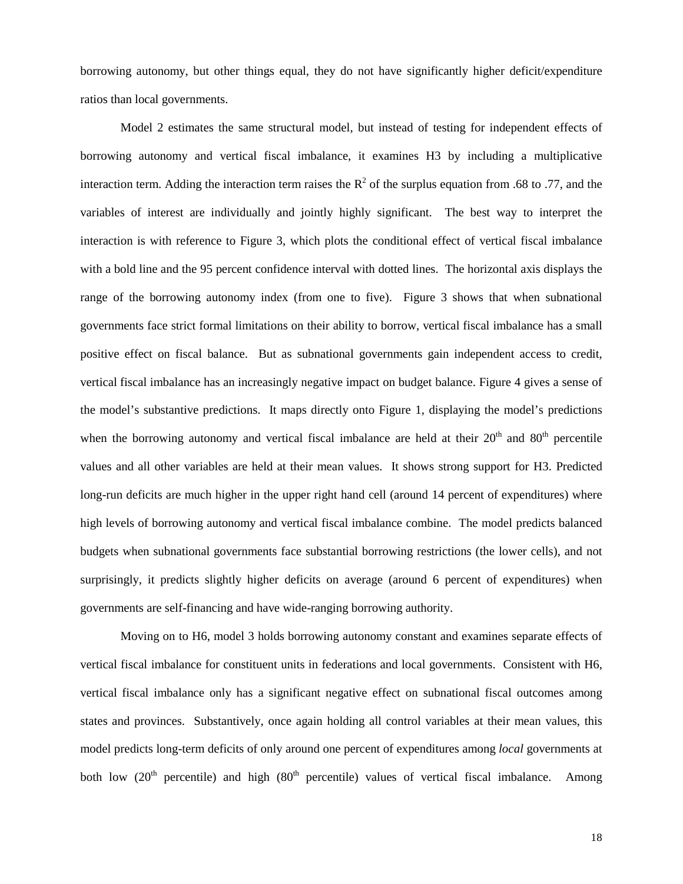borrowing autonomy, but other things equal, they do not have significantly higher deficit/expenditure ratios than local governments.

Model 2 estimates the same structural model, but instead of testing for independent effects of borrowing autonomy and vertical fiscal imbalance, it examines H3 by including a multiplicative interaction term. Adding the interaction term raises the $R^2$ of the surplus equation from .68 to .77, and the variables of interest are individually and jointly highly significant. The best way to interpret the interaction is with reference to Figure 3, which plots the conditional effect of vertical fiscal imbalance with a bold line and the 95 percent confidence interval with dotted lines. The horizontal axis displays the range of the borrowing autonomy index (from one to five). Figure 3 shows that when subnational governments face strict formal limitations on their ability to borrow, vertical fiscal imbalance has a small positive effect on fiscal balance. But as subnational governments gain independent access to credit, vertical fiscal imbalance has an increasingly negative impact on budget balance. Figure 4 gives a sense of the model's substantive predictions. It maps directly onto Figure 1, displaying the model's predictions when the borrowing autonomy and vertical fiscal imbalance are held at their 20th and 80th percentile values and all other variables are held at their mean values. It shows strong support for H3. Predicted long-run deficits are much higher in the upper right hand cell (around 14 percent of expenditures) where high levels of borrowing autonomy and vertical fiscal imbalance combine. The model predicts balanced budgets when subnational governments face substantial borrowing restrictions (the lower cells), and not surprisingly, it predicts slightly higher deficits on average (around 6 percent of expenditures) when governments are self-financing and have wide-ranging borrowing authority.

Moving on to H6, model 3 holds borrowing autonomy constant and examines separate effects of vertical fiscal imbalance for constituent units in federations and local governments. Consistent with H6, vertical fiscal imbalance only has a significant negative effect on subnational fiscal outcomes among states and provinces. Substantively, once again holding all control variables at their mean values, this model predicts long-term deficits of only around one percent of expenditures among *local* governments at both low (20th percentile) and high (80th percentile) values of vertical fiscal imbalance. Among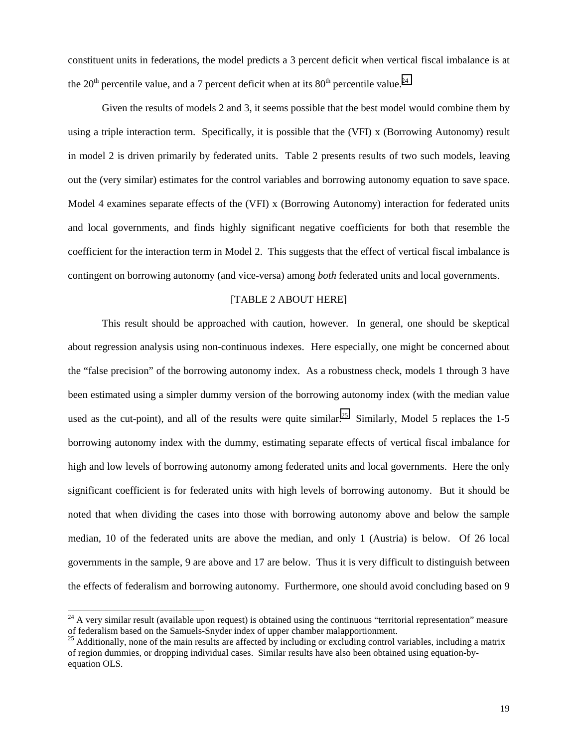constituent units in federations, the model predicts a 3 percent deficit when vertical fiscal imbalance is at the 20$^{th}$ percentile value, and a 7 percent deficit when at its 80$^{th}$ percentile value.[24]

Given the results of models 2 and 3, it seems possible that the best model would combine them by using a triple interaction term. Specifically, it is possible that the (VFI) x (Borrowing Autonomy) result in model 2 is driven primarily by federated units. Table 2 presents results of two such models, leaving out the (very similar) estimates for the control variables and borrowing autonomy equation to save space. Model 4 examines separate effects of the (VFI) x (Borrowing Autonomy) interaction for federated units and local governments, and finds highly significant negative coefficients for both that resemble the coefficient for the interaction term in Model 2. This suggests that the effect of vertical fiscal imbalance is contingent on borrowing autonomy (and vice-versa) among *both* federated units and local governments.

[TABLE 2 ABOUT HERE]

This result should be approached with caution, however. In general, one should be skeptical about regression analysis using non-continuous indexes. Here especially, one might be concerned about the "false precision" of the borrowing autonomy index. As a robustness check, models 1 through 3 have been estimated using a simpler dummy version of the borrowing autonomy index (with the median value used as the cut-point), and all of the results were quite similar.[25] Similarly, Model 5 replaces the 1-5 borrowing autonomy index with the dummy, estimating separate effects of vertical fiscal imbalance for high and low levels of borrowing autonomy among federated units and local governments. Here the only significant coefficient is for federated units with high levels of borrowing autonomy. But it should be noted that when dividing the cases into those with borrowing autonomy above and below the sample median, 10 of the federated units are above the median, and only 1 (Austria) is below. Of 26 local governments in the sample, 9 are above and 17 are below. Thus it is very difficult to distinguish between the effects of federalism and borrowing autonomy. Furthermore, one should avoid concluding based on 9

---

[24] A very similar result (available upon request) is obtained using the continuous "territorial representation" measure of federalism based on the Samuels-Snyder index of upper chamber malapportionment.

[25] Additionally, none of the main results are affected by including or excluding control variables, including a matrix of region dummies, or dropping individual cases. Similar results have also been obtained using equation-by-equation OLS.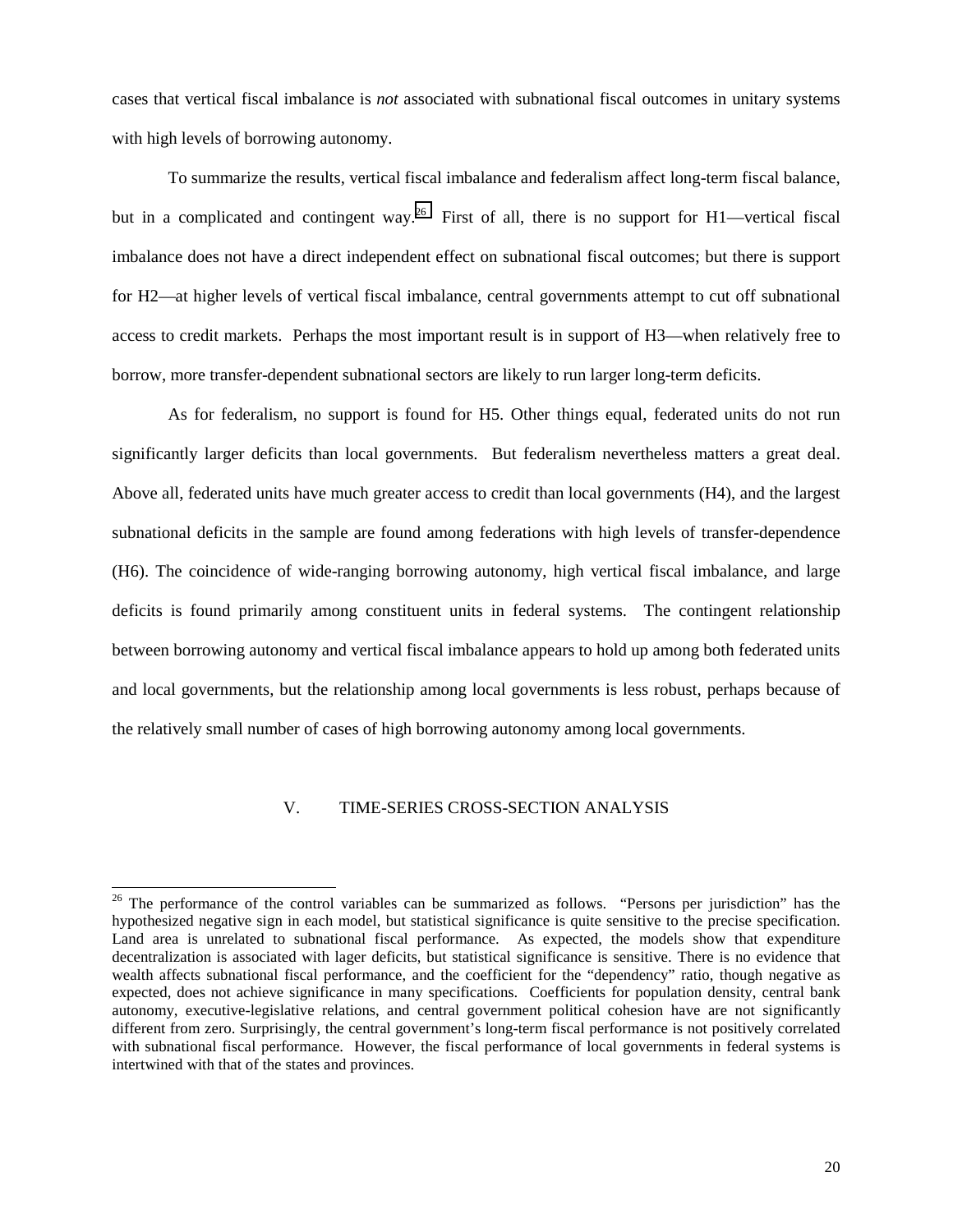cases that vertical fiscal imbalance is *not* associated with subnational fiscal outcomes in unitary systems with high levels of borrowing autonomy.

To summarize the results, vertical fiscal imbalance and federalism affect long-term fiscal balance, but in a complicated and contingent way.[26] First of all, there is no support for H1—vertical fiscal imbalance does not have a direct independent effect on subnational fiscal outcomes; but there is support for H2—at higher levels of vertical fiscal imbalance, central governments attempt to cut off subnational access to credit markets. Perhaps the most important result is in support of H3—when relatively free to borrow, more transfer-dependent subnational sectors are likely to run larger long-term deficits.

As for federalism, no support is found for H5. Other things equal, federated units do not run significantly larger deficits than local governments. But federalism nevertheless matters a great deal. Above all, federated units have much greater access to credit than local governments (H4), and the largest subnational deficits in the sample are found among federations with high levels of transfer-dependence (H6). The coincidence of wide-ranging borrowing autonomy, high vertical fiscal imbalance, and large deficits is found primarily among constituent units in federal systems. The contingent relationship between borrowing autonomy and vertical fiscal imbalance appears to hold up among both federated units and local governments, but the relationship among local governments is less robust, perhaps because of the relatively small number of cases of high borrowing autonomy among local governments.

## V. TIME-SERIES CROSS-SECTION ANALYSIS

[26] The performance of the control variables can be summarized as follows. "Persons per jurisdiction" has the hypothesized negative sign in each model, but statistical significance is quite sensitive to the precise specification. Land area is unrelated to subnational fiscal performance. As expected, the models show that expenditure decentralization is associated with lager deficits, but statistical significance is sensitive. There is no evidence that wealth affects subnational fiscal performance, and the coefficient for the "dependency" ratio, though negative as expected, does not achieve significance in many specifications. Coefficients for population density, central bank autonomy, executive-legislative relations, and central government political cohesion have are not significantly different from zero. Surprisingly, the central government's long-term fiscal performance is not positively correlated with subnational fiscal performance. However, the fiscal performance of local governments in federal systems is intertwined with that of the states and provinces.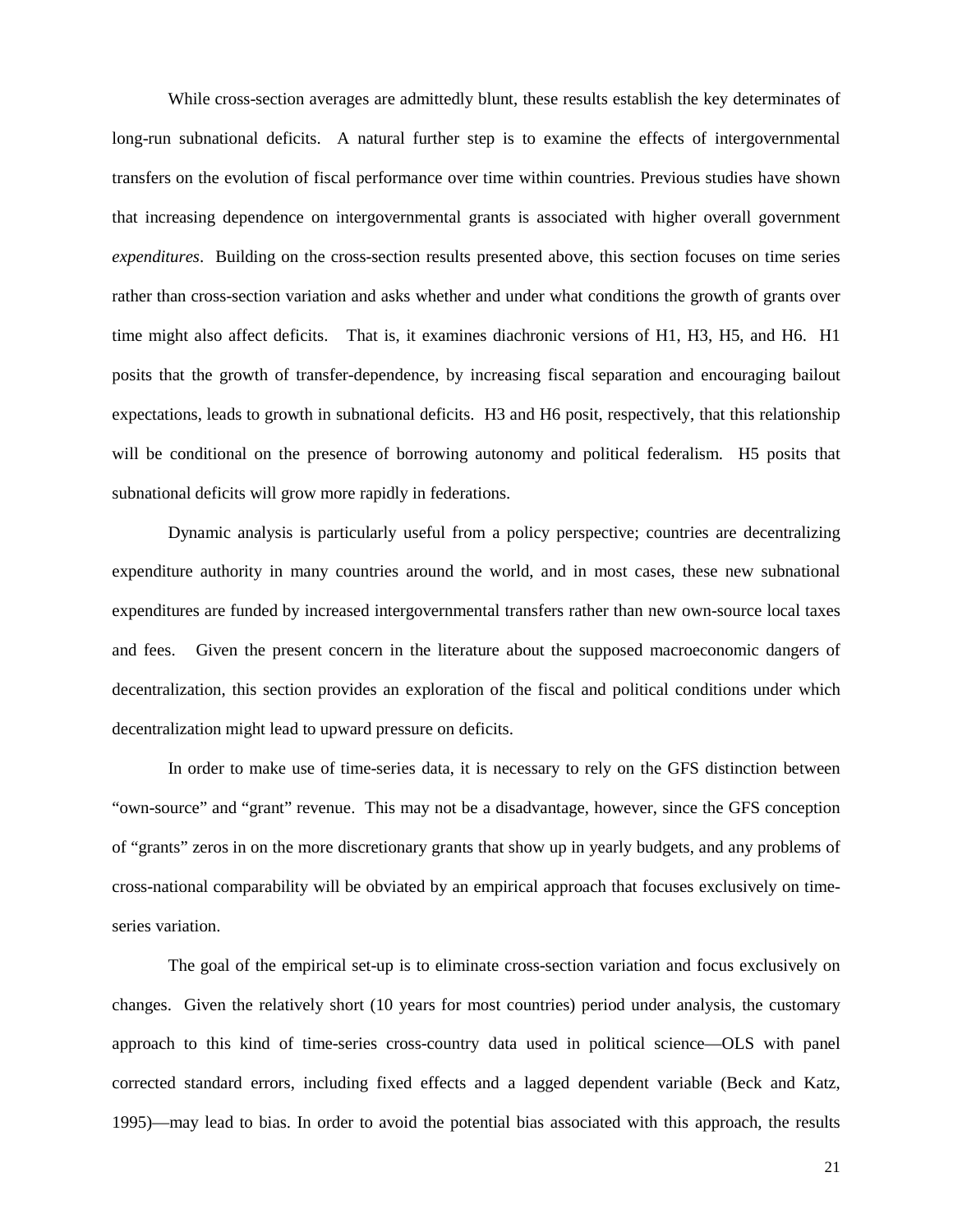While cross-section averages are admittedly blunt, these results establish the key determinates of long-run subnational deficits. A natural further step is to examine the effects of intergovernmental transfers on the evolution of fiscal performance over time within countries. Previous studies have shown that increasing dependence on intergovernmental grants is associated with higher overall government *expenditures*. Building on the cross-section results presented above, this section focuses on time series rather than cross-section variation and asks whether and under what conditions the growth of grants over time might also affect deficits. That is, it examines diachronic versions of H1, H3, H5, and H6. H1 posits that the growth of transfer-dependence, by increasing fiscal separation and encouraging bailout expectations, leads to growth in subnational deficits. H3 and H6 posit, respectively, that this relationship will be conditional on the presence of borrowing autonomy and political federalism. H5 posits that subnational deficits will grow more rapidly in federations.

Dynamic analysis is particularly useful from a policy perspective; countries are decentralizing expenditure authority in many countries around the world, and in most cases, these new subnational expenditures are funded by increased intergovernmental transfers rather than new own-source local taxes and fees. Given the present concern in the literature about the supposed macroeconomic dangers of decentralization, this section provides an exploration of the fiscal and political conditions under which decentralization might lead to upward pressure on deficits.

In order to make use of time-series data, it is necessary to rely on the GFS distinction between "own-source" and "grant" revenue. This may not be a disadvantage, however, since the GFS conception of "grants" zeros in on the more discretionary grants that show up in yearly budgets, and any problems of cross-national comparability will be obviated by an empirical approach that focuses exclusively on time-series variation.

The goal of the empirical set-up is to eliminate cross-section variation and focus exclusively on changes. Given the relatively short (10 years for most countries) period under analysis, the customary approach to this kind of time-series cross-country data used in political science—OLS with panel corrected standard errors, including fixed effects and a lagged dependent variable (Beck and Katz, 1995)—may lead to bias. In order to avoid the potential bias associated with this approach, the results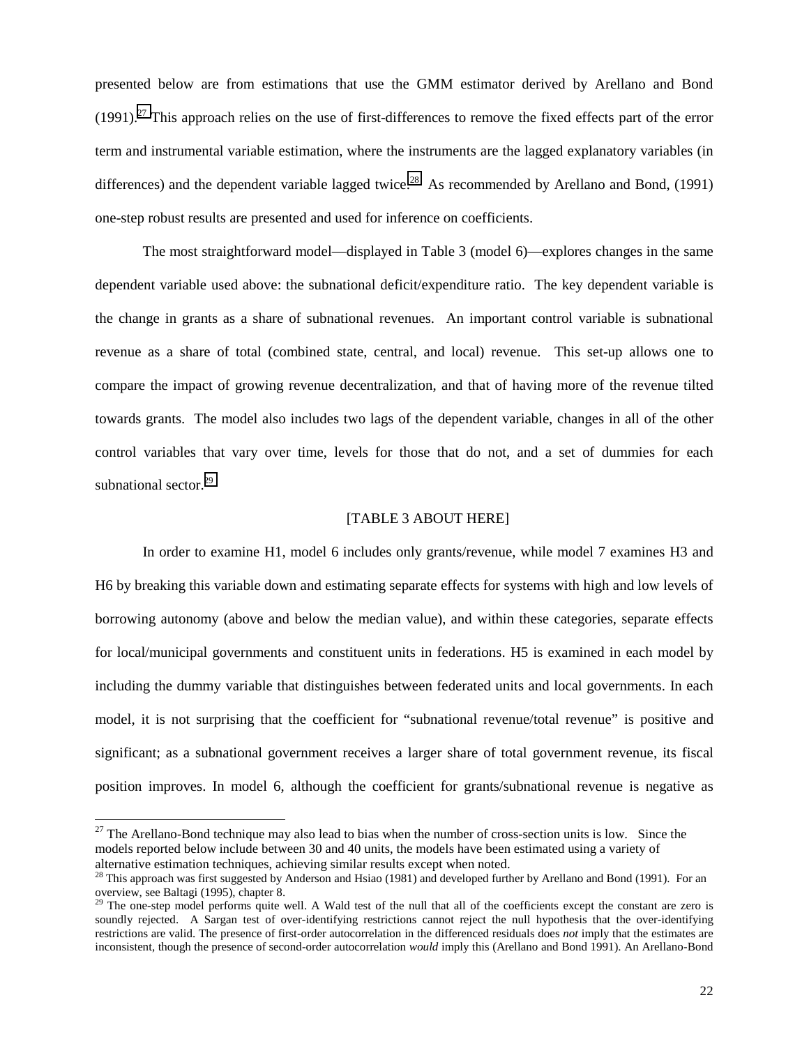presented below are from estimations that use the GMM estimator derived by Arellano and Bond (1991).[27] This approach relies on the use of first-differences to remove the fixed effects part of the error term and instrumental variable estimation, where the instruments are the lagged explanatory variables (in differences) and the dependent variable lagged twice.[28] As recommended by Arellano and Bond, (1991) one-step robust results are presented and used for inference on coefficients.

The most straightforward model—displayed in Table 3 (model 6)—explores changes in the same dependent variable used above: the subnational deficit/expenditure ratio. The key dependent variable is the change in grants as a share of subnational revenues. An important control variable is subnational revenue as a share of total (combined state, central, and local) revenue. This set-up allows one to compare the impact of growing revenue decentralization, and that of having more of the revenue tilted towards grants. The model also includes two lags of the dependent variable, changes in all of the other control variables that vary over time, levels for those that do not, and a set of dummies for each subnational sector.[29]

[TABLE 3 ABOUT HERE]

In order to examine H1, model 6 includes only grants/revenue, while model 7 examines H3 and H6 by breaking this variable down and estimating separate effects for systems with high and low levels of borrowing autonomy (above and below the median value), and within these categories, separate effects for local/municipal governments and constituent units in federations. H5 is examined in each model by including the dummy variable that distinguishes between federated units and local governments. In each model, it is not surprising that the coefficient for "subnational revenue/total revenue" is positive and significant; as a subnational government receives a larger share of total government revenue, its fiscal position improves. In model 6, although the coefficient for grants/subnational revenue is negative as

---

[27] The Arellano-Bond technique may also lead to bias when the number of cross-section units is low. Since the models reported below include between 30 and 40 units, the models have been estimated using a variety of alternative estimation techniques, achieving similar results except when noted.

[28] This approach was first suggested by Anderson and Hsiao (1981) and developed further by Arellano and Bond (1991). For an overview, see Baltagi (1995), chapter 8.

[29] The one-step model performs quite well. A Wald test of the null that all of the coefficients except the constant are zero is soundly rejected. A Sargan test of over-identifying restrictions cannot reject the null hypothesis that the over-identifying restrictions are valid. The presence of first-order autocorrelation in the differenced residuals does *not* imply that the estimates are inconsistent, though the presence of second-order autocorrelation *would* imply this (Arellano and Bond 1991). An Arellano-Bond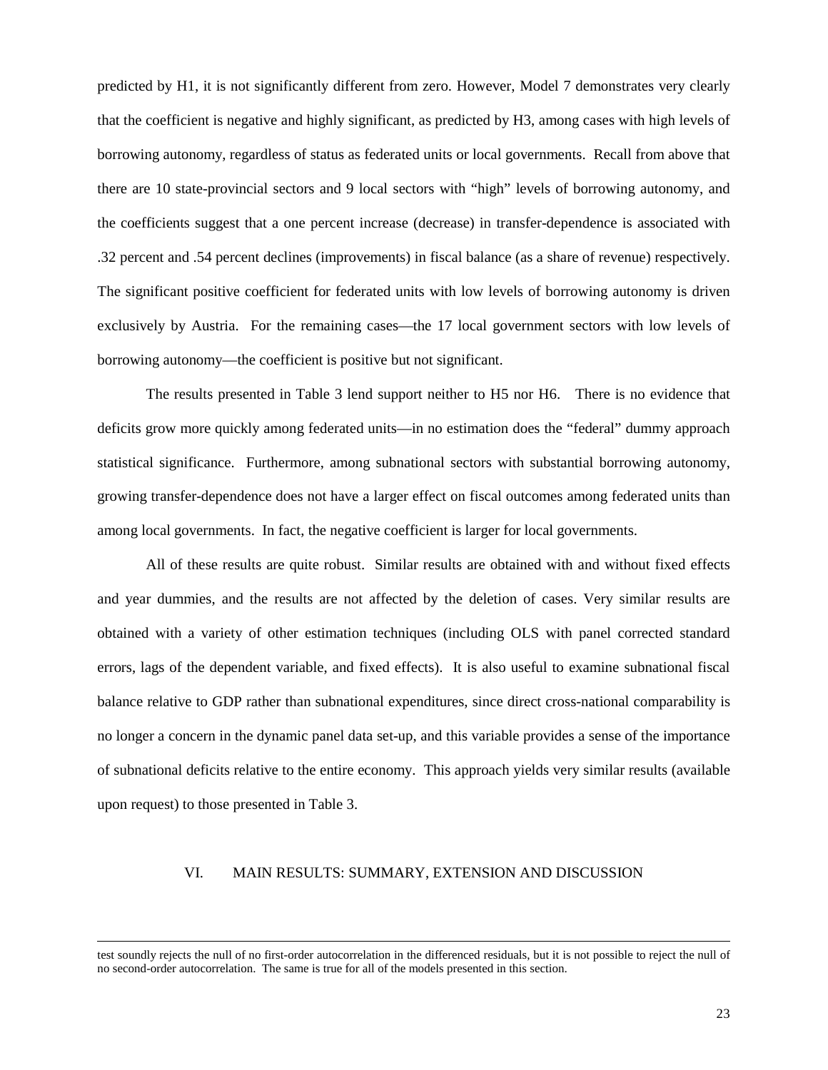predicted by H1, it is not significantly different from zero. However, Model 7 demonstrates very clearly that the coefficient is negative and highly significant, as predicted by H3, among cases with high levels of borrowing autonomy, regardless of status as federated units or local governments. Recall from above that there are 10 state-provincial sectors and 9 local sectors with "high" levels of borrowing autonomy, and the coefficients suggest that a one percent increase (decrease) in transfer-dependence is associated with .32 percent and .54 percent declines (improvements) in fiscal balance (as a share of revenue) respectively. The significant positive coefficient for federated units with low levels of borrowing autonomy is driven exclusively by Austria. For the remaining cases—the 17 local government sectors with low levels of borrowing autonomy—the coefficient is positive but not significant.

The results presented in Table 3 lend support neither to H5 nor H6. There is no evidence that deficits grow more quickly among federated units—in no estimation does the "federal" dummy approach statistical significance. Furthermore, among subnational sectors with substantial borrowing autonomy, growing transfer-dependence does not have a larger effect on fiscal outcomes among federated units than among local governments. In fact, the negative coefficient is larger for local governments.

All of these results are quite robust. Similar results are obtained with and without fixed effects and year dummies, and the results are not affected by the deletion of cases. Very similar results are obtained with a variety of other estimation techniques (including OLS with panel corrected standard errors, lags of the dependent variable, and fixed effects). It is also useful to examine subnational fiscal balance relative to GDP rather than subnational expenditures, since direct cross-national comparability is no longer a concern in the dynamic panel data set-up, and this variable provides a sense of the importance of subnational deficits relative to the entire economy. This approach yields very similar results (available upon request) to those presented in Table 3.

## VI. MAIN RESULTS: SUMMARY, EXTENSION AND DISCUSSION

---

test soundly rejects the null of no first-order autocorrelation in the differenced residuals, but it is not possible to reject the null of no second-order autocorrelation. The same is true for all of the models presented in this section.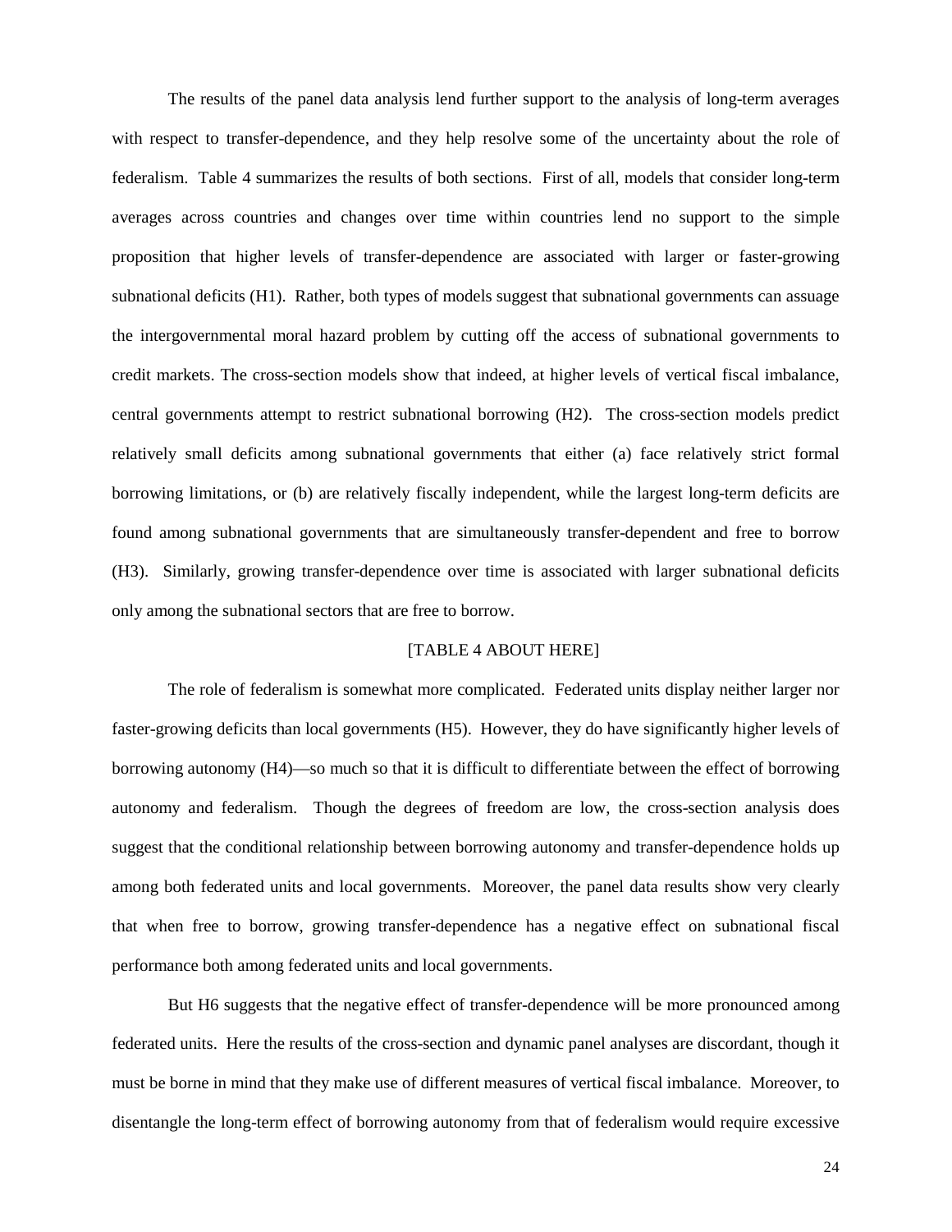The results of the panel data analysis lend further support to the analysis of long-term averages with respect to transfer-dependence, and they help resolve some of the uncertainty about the role of federalism. Table 4 summarizes the results of both sections. First of all, models that consider long-term averages across countries and changes over time within countries lend no support to the simple proposition that higher levels of transfer-dependence are associated with larger or faster-growing subnational deficits (H1). Rather, both types of models suggest that subnational governments can assuage the intergovernmental moral hazard problem by cutting off the access of subnational governments to credit markets. The cross-section models show that indeed, at higher levels of vertical fiscal imbalance, central governments attempt to restrict subnational borrowing (H2). The cross-section models predict relatively small deficits among subnational governments that either (a) face relatively strict formal borrowing limitations, or (b) are relatively fiscally independent, while the largest long-term deficits are found among subnational governments that are simultaneously transfer-dependent and free to borrow (H3). Similarly, growing transfer-dependence over time is associated with larger subnational deficits only among the subnational sectors that are free to borrow.

[TABLE 4 ABOUT HERE]

The role of federalism is somewhat more complicated. Federated units display neither larger nor faster-growing deficits than local governments (H5). However, they do have significantly higher levels of borrowing autonomy (H4)—so much so that it is difficult to differentiate between the effect of borrowing autonomy and federalism. Though the degrees of freedom are low, the cross-section analysis does suggest that the conditional relationship between borrowing autonomy and transfer-dependence holds up among both federated units and local governments. Moreover, the panel data results show very clearly that when free to borrow, growing transfer-dependence has a negative effect on subnational fiscal performance both among federated units and local governments.

But H6 suggests that the negative effect of transfer-dependence will be more pronounced among federated units. Here the results of the cross-section and dynamic panel analyses are discordant, though it must be borne in mind that they make use of different measures of vertical fiscal imbalance. Moreover, to disentangle the long-term effect of borrowing autonomy from that of federalism would require excessive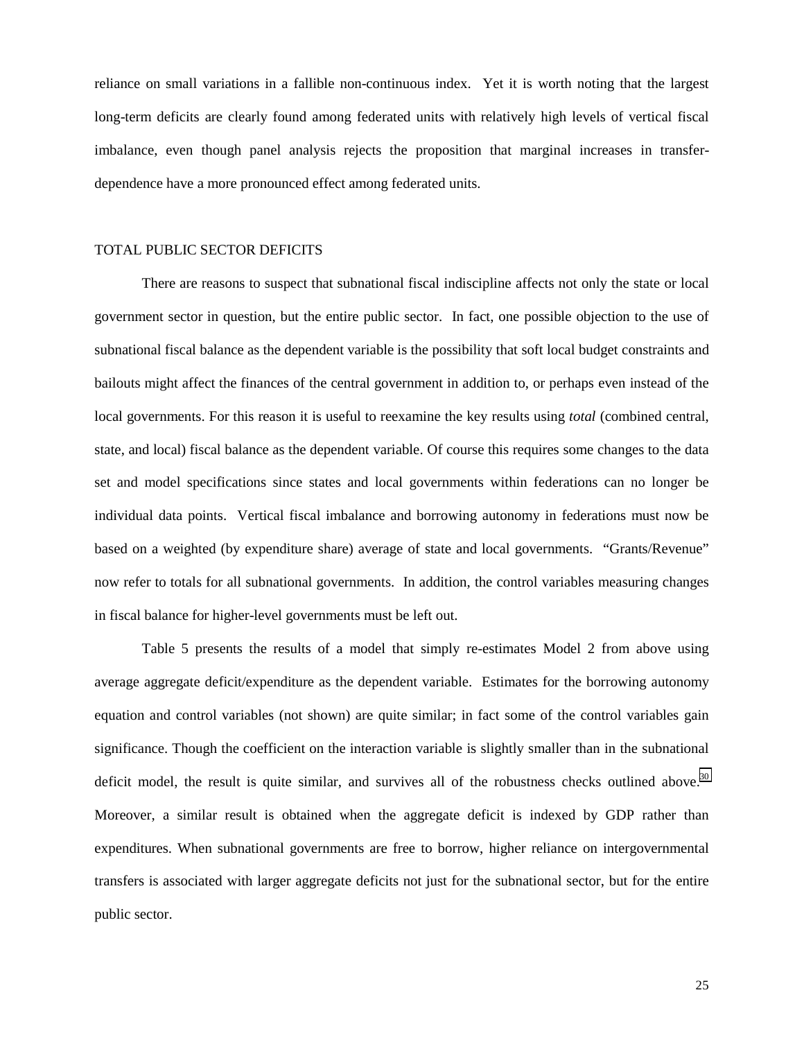reliance on small variations in a fallible non-continuous index. Yet it is worth noting that the largest long-term deficits are clearly found among federated units with relatively high levels of vertical fiscal imbalance, even though panel analysis rejects the proposition that marginal increases in transfer-dependence have a more pronounced effect among federated units.

## TOTAL PUBLIC SECTOR DEFICITS

There are reasons to suspect that subnational fiscal indiscipline affects not only the state or local government sector in question, but the entire public sector. In fact, one possible objection to the use of subnational fiscal balance as the dependent variable is the possibility that soft local budget constraints and bailouts might affect the finances of the central government in addition to, or perhaps even instead of the local governments. For this reason it is useful to reexamine the key results using *total* (combined central, state, and local) fiscal balance as the dependent variable. Of course this requires some changes to the data set and model specifications since states and local governments within federations can no longer be individual data points. Vertical fiscal imbalance and borrowing autonomy in federations must now be based on a weighted (by expenditure share) average of state and local governments. "Grants/Revenue" now refer to totals for all subnational governments. In addition, the control variables measuring changes in fiscal balance for higher-level governments must be left out.

Table 5 presents the results of a model that simply re-estimates Model 2 from above using average aggregate deficit/expenditure as the dependent variable. Estimates for the borrowing autonomy equation and control variables (not shown) are quite similar; in fact some of the control variables gain significance. Though the coefficient on the interaction variable is slightly smaller than in the subnational deficit model, the result is quite similar, and survives all of the robustness checks outlined above.[30] Moreover, a similar result is obtained when the aggregate deficit is indexed by GDP rather than expenditures. When subnational governments are free to borrow, higher reliance on intergovernmental transfers is associated with larger aggregate deficits not just for the subnational sector, but for the entire public sector.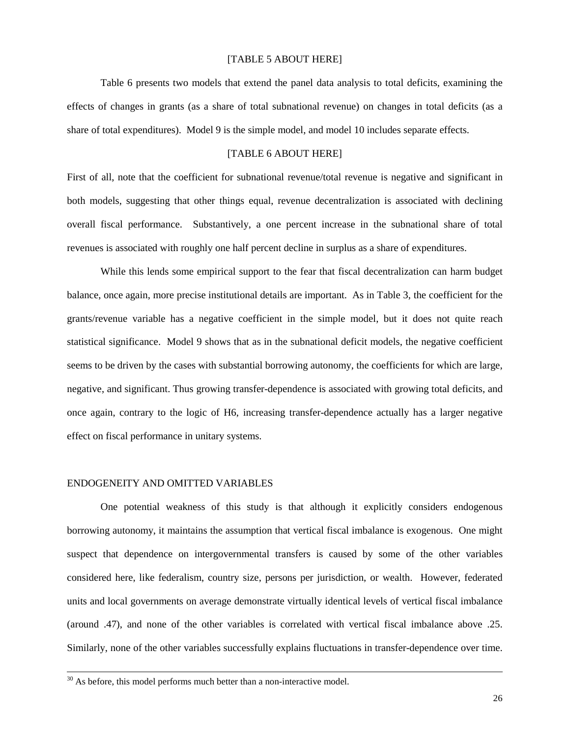[TABLE 5 ABOUT HERE]

Table 6 presents two models that extend the panel data analysis to total deficits, examining the effects of changes in grants (as a share of total subnational revenue) on changes in total deficits (as a share of total expenditures). Model 9 is the simple model, and model 10 includes separate effects.

[TABLE 6 ABOUT HERE]

First of all, note that the coefficient for subnational revenue/total revenue is negative and significant in both models, suggesting that other things equal, revenue decentralization is associated with declining overall fiscal performance. Substantively, a one percent increase in the subnational share of total revenues is associated with roughly one half percent decline in surplus as a share of expenditures.

While this lends some empirical support to the fear that fiscal decentralization can harm budget balance, once again, more precise institutional details are important. As in Table 3, the coefficient for the grants/revenue variable has a negative coefficient in the simple model, but it does not quite reach statistical significance. Model 9 shows that as in the subnational deficit models, the negative coefficient seems to be driven by the cases with substantial borrowing autonomy, the coefficients for which are large, negative, and significant. Thus growing transfer-dependence is associated with growing total deficits, and once again, contrary to the logic of H6, increasing transfer-dependence actually has a larger negative effect on fiscal performance in unitary systems.

## ENDOGENEITY AND OMITTED VARIABLES

One potential weakness of this study is that although it explicitly considers endogenous borrowing autonomy, it maintains the assumption that vertical fiscal imbalance is exogenous. One might suspect that dependence on intergovernmental transfers is caused by some of the other variables considered here, like federalism, country size, persons per jurisdiction, or wealth. However, federated units and local governments on average demonstrate virtually identical levels of vertical fiscal imbalance (around .47), and none of the other variables is correlated with vertical fiscal imbalance above .25. Similarly, none of the other variables successfully explains fluctuations in transfer-dependence over time.

---

[30] As before, this model performs much better than a non-interactive model.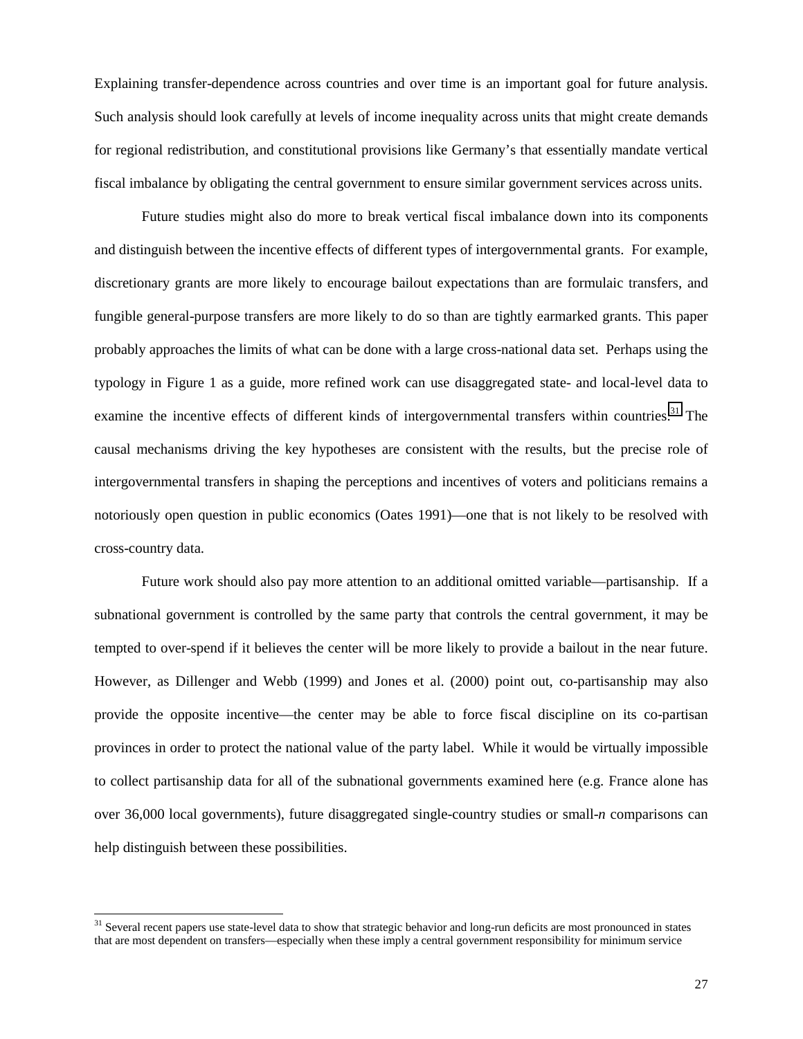Explaining transfer-dependence across countries and over time is an important goal for future analysis. Such analysis should look carefully at levels of income inequality across units that might create demands for regional redistribution, and constitutional provisions like Germany's that essentially mandate vertical fiscal imbalance by obligating the central government to ensure similar government services across units.

Future studies might also do more to break vertical fiscal imbalance down into its components and distinguish between the incentive effects of different types of intergovernmental grants. For example, discretionary grants are more likely to encourage bailout expectations than are formulaic transfers, and fungible general-purpose transfers are more likely to do so than are tightly earmarked grants. This paper probably approaches the limits of what can be done with a large cross-national data set. Perhaps using the typology in Figure 1 as a guide, more refined work can use disaggregated state- and local-level data to examine the incentive effects of different kinds of intergovernmental transfers within countries.[31] The causal mechanisms driving the key hypotheses are consistent with the results, but the precise role of intergovernmental transfers in shaping the perceptions and incentives of voters and politicians remains a notoriously open question in public economics (Oates 1991)—one that is not likely to be resolved with cross-country data.

Future work should also pay more attention to an additional omitted variable—partisanship. If a subnational government is controlled by the same party that controls the central government, it may be tempted to over-spend if it believes the center will be more likely to provide a bailout in the near future. However, as Dillenger and Webb (1999) and Jones et al. (2000) point out, co-partisanship may also provide the opposite incentive—the center may be able to force fiscal discipline on its co-partisan provinces in order to protect the national value of the party label. While it would be virtually impossible to collect partisanship data for all of the subnational governments examined here (e.g. France alone has over 36,000 local governments), future disaggregated single-country studies or small-*n* comparisons can help distinguish between these possibilities.

[31] Several recent papers use state-level data to show that strategic behavior and long-run deficits are most pronounced in states that are most dependent on transfers—especially when these imply a central government responsibility for minimum service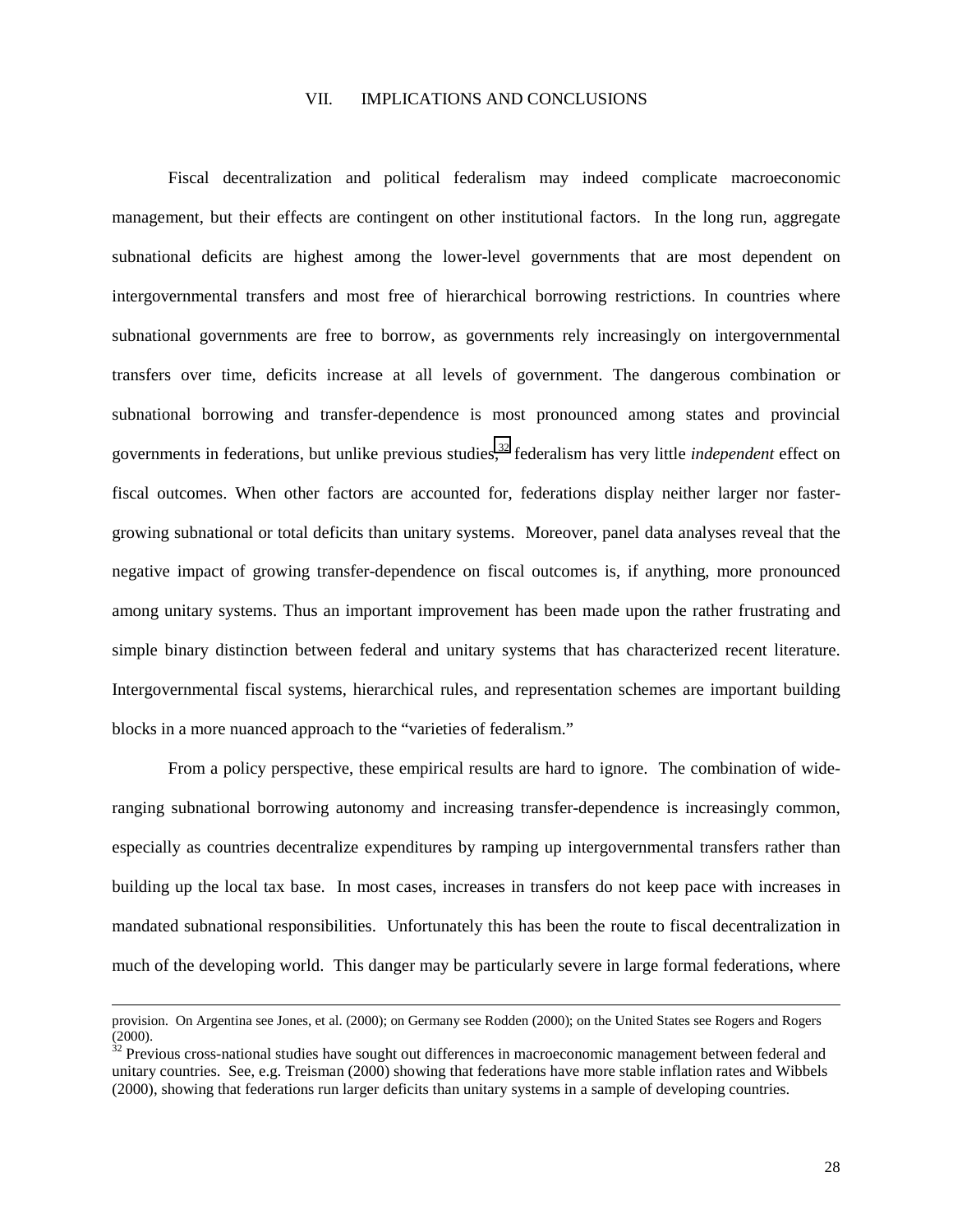## VII. IMPLICATIONS AND CONCLUSIONS

Fiscal decentralization and political federalism may indeed complicate macroeconomic management, but their effects are contingent on other institutional factors. In the long run, aggregate subnational deficits are highest among the lower-level governments that are most dependent on intergovernmental transfers and most free of hierarchical borrowing restrictions. In countries where subnational governments are free to borrow, as governments rely increasingly on intergovernmental transfers over time, deficits increase at all levels of government. The dangerous combination or subnational borrowing and transfer-dependence is most pronounced among states and provincial governments in federations, but unlike previous studies,[32] federalism has very little *independent* effect on fiscal outcomes. When other factors are accounted for, federations display neither larger nor faster-growing subnational or total deficits than unitary systems. Moreover, panel data analyses reveal that the negative impact of growing transfer-dependence on fiscal outcomes is, if anything, more pronounced among unitary systems. Thus an important improvement has been made upon the rather frustrating and simple binary distinction between federal and unitary systems that has characterized recent literature. Intergovernmental fiscal systems, hierarchical rules, and representation schemes are important building blocks in a more nuanced approach to the "varieties of federalism."

From a policy perspective, these empirical results are hard to ignore. The combination of wide-ranging subnational borrowing autonomy and increasing transfer-dependence is increasingly common, especially as countries decentralize expenditures by ramping up intergovernmental transfers rather than building up the local tax base. In most cases, increases in transfers do not keep pace with increases in mandated subnational responsibilities. Unfortunately this has been the route to fiscal decentralization in much of the developing world. This danger may be particularly severe in large formal federations, where

---

provision. On Argentina see Jones, et al. (2000); on Germany see Rodden (2000); on the United States see Rogers and Rogers (2000).

[32] Previous cross-national studies have sought out differences in macroeconomic management between federal and unitary countries. See, e.g. Treisman (2000) showing that federations have more stable inflation rates and Wibbels (2000), showing that federations run larger deficits than unitary systems in a sample of developing countries.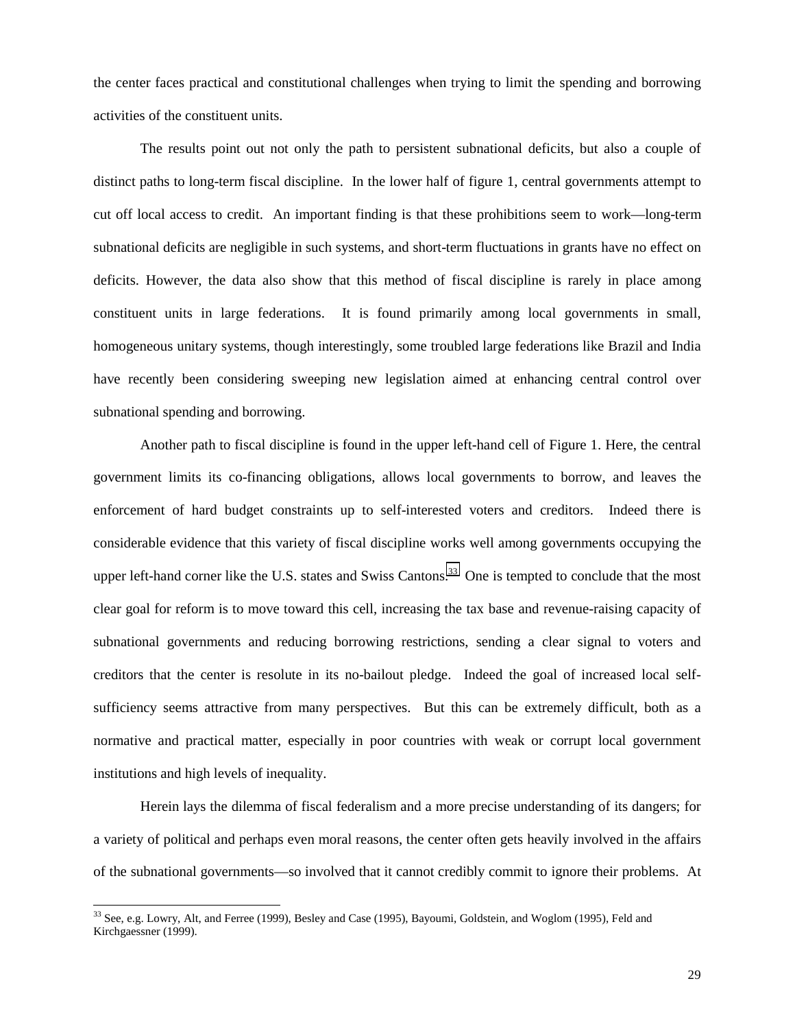the center faces practical and constitutional challenges when trying to limit the spending and borrowing activities of the constituent units.

The results point out not only the path to persistent subnational deficits, but also a couple of distinct paths to long-term fiscal discipline. In the lower half of figure 1, central governments attempt to cut off local access to credit. An important finding is that these prohibitions seem to work—long-term subnational deficits are negligible in such systems, and short-term fluctuations in grants have no effect on deficits. However, the data also show that this method of fiscal discipline is rarely in place among constituent units in large federations. It is found primarily among local governments in small, homogeneous unitary systems, though interestingly, some troubled large federations like Brazil and India have recently been considering sweeping new legislation aimed at enhancing central control over subnational spending and borrowing.

Another path to fiscal discipline is found in the upper left-hand cell of Figure 1. Here, the central government limits its co-financing obligations, allows local governments to borrow, and leaves the enforcement of hard budget constraints up to self-interested voters and creditors. Indeed there is considerable evidence that this variety of fiscal discipline works well among governments occupying the upper left-hand corner like the U.S. states and Swiss Cantons.[33] One is tempted to conclude that the most clear goal for reform is to move toward this cell, increasing the tax base and revenue-raising capacity of subnational governments and reducing borrowing restrictions, sending a clear signal to voters and creditors that the center is resolute in its no-bailout pledge. Indeed the goal of increased local self-sufficiency seems attractive from many perspectives. But this can be extremely difficult, both as a normative and practical matter, especially in poor countries with weak or corrupt local government institutions and high levels of inequality.

Herein lays the dilemma of fiscal federalism and a more precise understanding of its dangers; for a variety of political and perhaps even moral reasons, the center often gets heavily involved in the affairs of the subnational governments—so involved that it cannot credibly commit to ignore their problems. At

[33] See, e.g. Lowry, Alt, and Ferree (1999), Besley and Case (1995), Bayoumi, Goldstein, and Woglom (1995), Feld and Kirchgaessner (1999).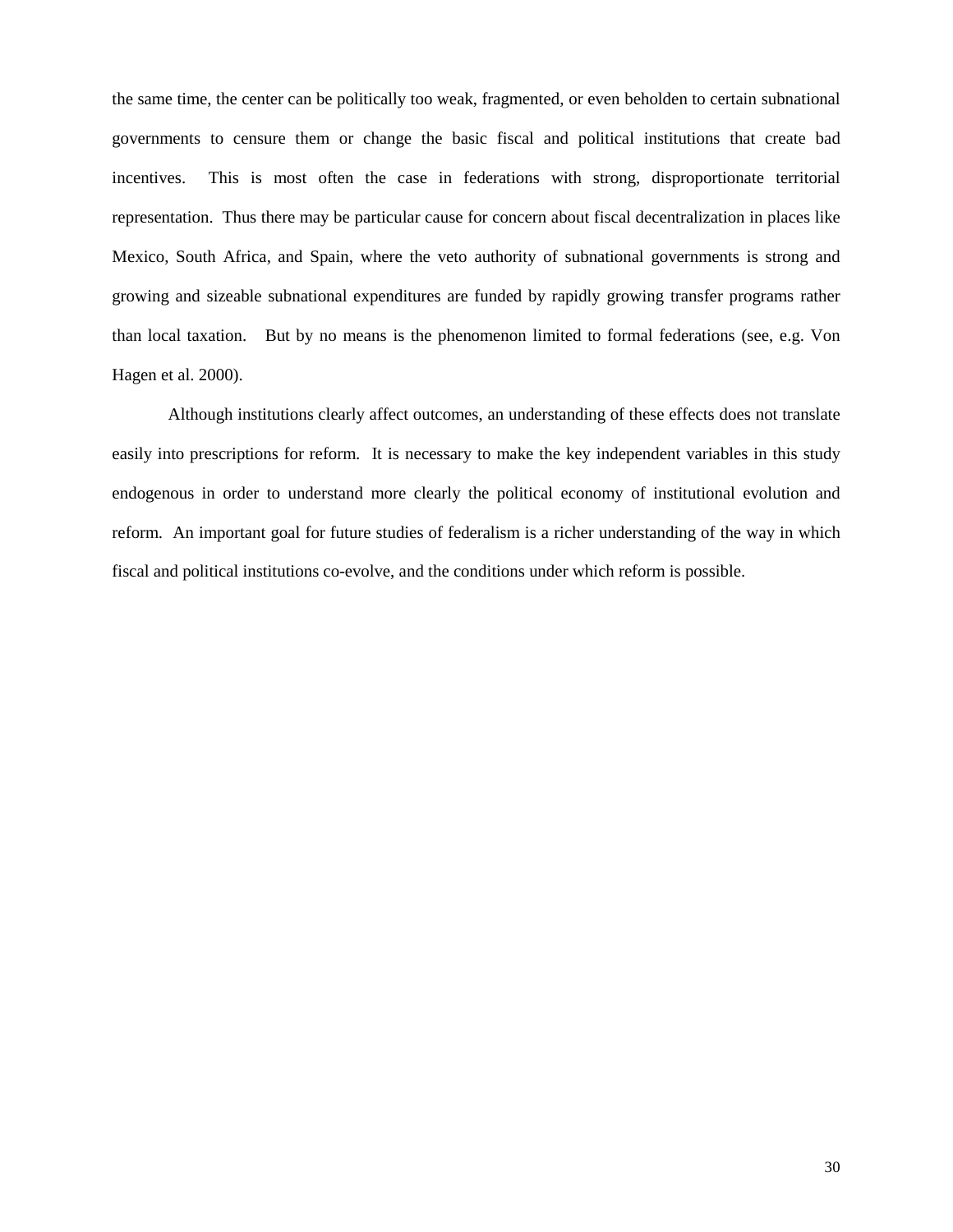the same time, the center can be politically too weak, fragmented, or even beholden to certain subnational governments to censure them or change the basic fiscal and political institutions that create bad incentives. This is most often the case in federations with strong, disproportionate territorial representation. Thus there may be particular cause for concern about fiscal decentralization in places like Mexico, South Africa, and Spain, where the veto authority of subnational governments is strong and growing and sizeable subnational expenditures are funded by rapidly growing transfer programs rather than local taxation. But by no means is the phenomenon limited to formal federations (see, e.g. Von Hagen et al. 2000).

Although institutions clearly affect outcomes, an understanding of these effects does not translate easily into prescriptions for reform. It is necessary to make the key independent variables in this study endogenous in order to understand more clearly the political economy of institutional evolution and reform. An important goal for future studies of federalism is a richer understanding of the way in which fiscal and political institutions co-evolve, and the conditions under which reform is possible.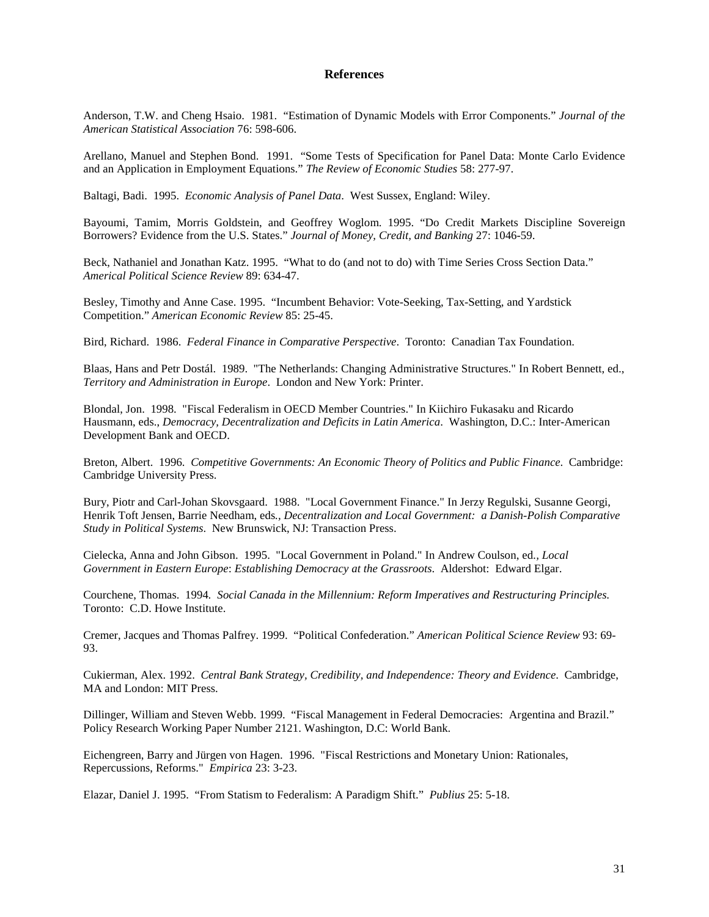## References

Anderson, T.W. and Cheng Hsaio. 1981. "Estimation of Dynamic Models with Error Components." *Journal of the American Statistical Association* 76: 598-606.

Arellano, Manuel and Stephen Bond. 1991. "Some Tests of Specification for Panel Data: Monte Carlo Evidence and an Application in Employment Equations." *The Review of Economic Studies* 58: 277-97.

Baltagi, Badi. 1995. *Economic Analysis of Panel Data*. West Sussex, England: Wiley.

Bayoumi, Tamim, Morris Goldstein, and Geoffrey Woglom. 1995. "Do Credit Markets Discipline Sovereign Borrowers? Evidence from the U.S. States." *Journal of Money, Credit, and Banking* 27: 1046-59.

Beck, Nathaniel and Jonathan Katz. 1995. "What to do (and not to do) with Time Series Cross Section Data." *Americal Political Science Review* 89: 634-47.

Besley, Timothy and Anne Case. 1995. "Incumbent Behavior: Vote-Seeking, Tax-Setting, and Yardstick Competition." *American Economic Review* 85: 25-45.

Bird, Richard. 1986. *Federal Finance in Comparative Perspective*. Toronto: Canadian Tax Foundation.

Blaas, Hans and Petr Dostál. 1989. "The Netherlands: Changing Administrative Structures." In Robert Bennett, ed., *Territory and Administration in Europe*. London and New York: Printer.

Blondal, Jon. 1998. "Fiscal Federalism in OECD Member Countries." In Kiichiro Fukasaku and Ricardo Hausmann, eds., *Democracy, Decentralization and Deficits in Latin America*. Washington, D.C.: Inter-American Development Bank and OECD.

Breton, Albert. 1996. *Competitive Governments: An Economic Theory of Politics and Public Finance*. Cambridge: Cambridge University Press.

Bury, Piotr and Carl-Johan Skovsgaard. 1988. "Local Government Finance." In Jerzy Regulski, Susanne Georgi, Henrik Toft Jensen, Barrie Needham, eds., *Decentralization and Local Government: a Danish-Polish Comparative Study in Political Systems*. New Brunswick, NJ: Transaction Press.

Cielecka, Anna and John Gibson. 1995. "Local Government in Poland." In Andrew Coulson, ed., *Local Government in Eastern Europe*: *Establishing Democracy at the Grassroots*. Aldershot: Edward Elgar.

Courchene, Thomas. 1994. *Social Canada in the Millennium: Reform Imperatives and Restructuring Principles.* Toronto: C.D. Howe Institute.

Cremer, Jacques and Thomas Palfrey. 1999. "Political Confederation." *American Political Science Review* 93: 69-93.

Cukierman, Alex. 1992. *Central Bank Strategy, Credibility, and Independence: Theory and Evidence*. Cambridge, MA and London: MIT Press.

Dillinger, William and Steven Webb. 1999. "Fiscal Management in Federal Democracies: Argentina and Brazil." Policy Research Working Paper Number 2121. Washington, D.C: World Bank.

Eichengreen, Barry and Jürgen von Hagen. 1996. "Fiscal Restrictions and Monetary Union: Rationales, Repercussions, Reforms." *Empirica* 23: 3-23.

Elazar, Daniel J. 1995. "From Statism to Federalism: A Paradigm Shift." *Publius* 25: 5-18.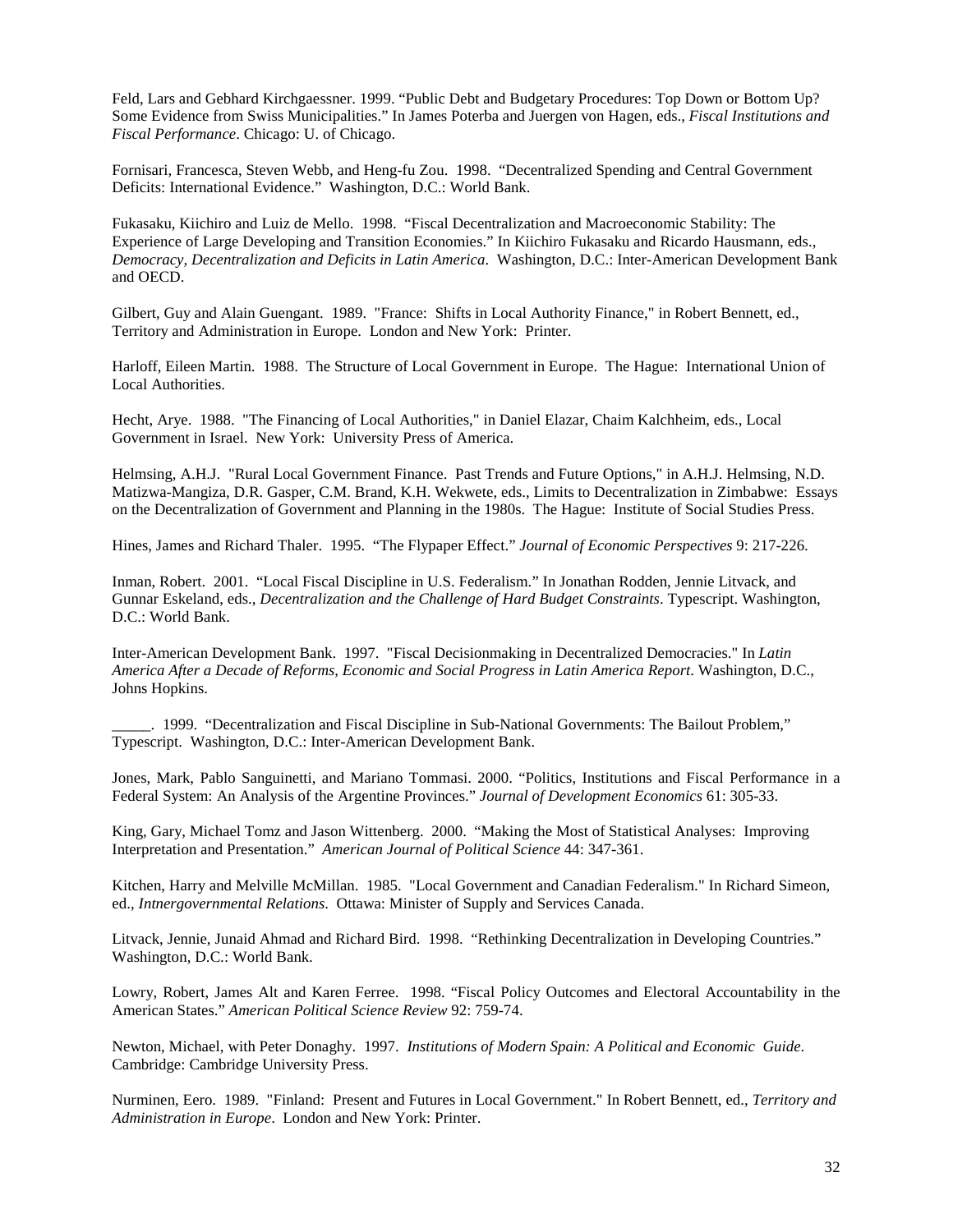Feld, Lars and Gebhard Kirchgaessner. 1999. “Public Debt and Budgetary Procedures: Top Down or Bottom Up? Some Evidence from Swiss Municipalities.” In James Poterba and Juergen von Hagen, eds., *Fiscal Institutions and Fiscal Performance*. Chicago: U. of Chicago.

Fornisari, Francesca, Steven Webb, and Heng-fu Zou. 1998. “Decentralized Spending and Central Government Deficits: International Evidence.” Washington, D.C.: World Bank.

Fukasaku, Kiichiro and Luiz de Mello. 1998. “Fiscal Decentralization and Macroeconomic Stability: The Experience of Large Developing and Transition Economies.” In Kiichiro Fukasaku and Ricardo Hausmann, eds., *Democracy, Decentralization and Deficits in Latin America*. Washington, D.C.: Inter-American Development Bank and OECD.

Gilbert, Guy and Alain Guengant. 1989. "France: Shifts in Local Authority Finance," in Robert Bennett, ed., Territory and Administration in Europe. London and New York: Printer.

Harloff, Eileen Martin. 1988. The Structure of Local Government in Europe. The Hague: International Union of Local Authorities.

Hecht, Arye. 1988. "The Financing of Local Authorities," in Daniel Elazar, Chaim Kalchheim, eds., Local Government in Israel. New York: University Press of America.

Helmsing, A.H.J. "Rural Local Government Finance. Past Trends and Future Options," in A.H.J. Helmsing, N.D. Matizwa-Mangiza, D.R. Gasper, C.M. Brand, K.H. Wekwete, eds., Limits to Decentralization in Zimbabwe: Essays on the Decentralization of Government and Planning in the 1980s. The Hague: Institute of Social Studies Press.

Hines, James and Richard Thaler. 1995. “The Flypaper Effect.” *Journal of Economic Perspectives* 9: 217-226.

Inman, Robert. 2001. “Local Fiscal Discipline in U.S. Federalism.” In Jonathan Rodden, Jennie Litvack, and Gunnar Eskeland, eds., *Decentralization and the Challenge of Hard Budget Constraints*. Typescript. Washington, D.C.: World Bank.

Inter-American Development Bank. 1997. "Fiscal Decisionmaking in Decentralized Democracies." In *Latin America After a Decade of Reforms, Economic and Social Progress in Latin America Report*. Washington, D.C., Johns Hopkins.

_____. 1999. “Decentralization and Fiscal Discipline in Sub-National Governments: The Bailout Problem,” Typescript. Washington, D.C.: Inter-American Development Bank.

Jones, Mark, Pablo Sanguinetti, and Mariano Tommasi. 2000. “Politics, Institutions and Fiscal Performance in a Federal System: An Analysis of the Argentine Provinces.” *Journal of Development Economics* 61: 305-33.

King, Gary, Michael Tomz and Jason Wittenberg. 2000. “Making the Most of Statistical Analyses: Improving Interpretation and Presentation.” *American Journal of Political Science* 44: 347-361.

Kitchen, Harry and Melville McMillan. 1985. "Local Government and Canadian Federalism." In Richard Simeon, ed., *Intnergovernmental Relations*. Ottawa: Minister of Supply and Services Canada.

Litvack, Jennie, Junaid Ahmad and Richard Bird. 1998. “Rethinking Decentralization in Developing Countries.” Washington, D.C.: World Bank.

Lowry, Robert, James Alt and Karen Ferree. 1998. “Fiscal Policy Outcomes and Electoral Accountability in the American States.” *American Political Science Review* 92: 759-74.

Newton, Michael, with Peter Donaghy. 1997. *Institutions of Modern Spain: A Political and Economic Guide*. Cambridge: Cambridge University Press.

Nurminen, Eero. 1989. "Finland: Present and Futures in Local Government." In Robert Bennett, ed., *Territory and Administration in Europe*. London and New York: Printer.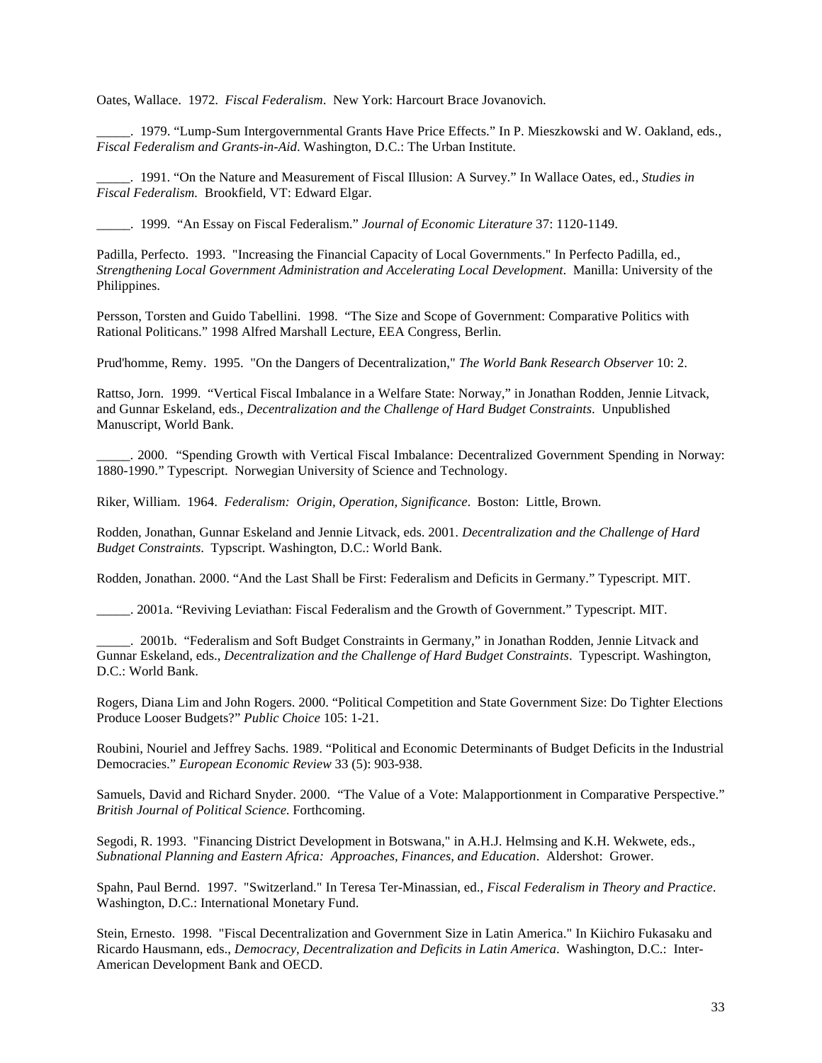Oates, Wallace. 1972. *Fiscal Federalism*. New York: Harcourt Brace Jovanovich.

_____. 1979. "Lump-Sum Intergovernmental Grants Have Price Effects." In P. Mieszkowski and W. Oakland, eds., *Fiscal Federalism and Grants-in-Aid*. Washington, D.C.: The Urban Institute.

_____. 1991. "On the Nature and Measurement of Fiscal Illusion: A Survey." In Wallace Oates, ed., *Studies in Fiscal Federalism.* Brookfield, VT: Edward Elgar.

_____. 1999. "An Essay on Fiscal Federalism." *Journal of Economic Literature* 37: 1120-1149.

Padilla, Perfecto. 1993. "Increasing the Financial Capacity of Local Governments." In Perfecto Padilla, ed., *Strengthening Local Government Administration and Accelerating Local Development*. Manilla: University of the Philippines.

Persson, Torsten and Guido Tabellini. 1998. "The Size and Scope of Government: Comparative Politics with Rational Politicans." 1998 Alfred Marshall Lecture, EEA Congress, Berlin.

Prud'homme, Remy. 1995. "On the Dangers of Decentralization," *The World Bank Research Observer* 10: 2.

Rattso, Jorn. 1999. "Vertical Fiscal Imbalance in a Welfare State: Norway," in Jonathan Rodden, Jennie Litvack, and Gunnar Eskeland, eds., *Decentralization and the Challenge of Hard Budget Constraints*. Unpublished Manuscript, World Bank.

_____. 2000. "Spending Growth with Vertical Fiscal Imbalance: Decentralized Government Spending in Norway: 1880-1990." Typescript. Norwegian University of Science and Technology.

Riker, William. 1964. *Federalism: Origin, Operation, Significance*. Boston: Little, Brown.

Rodden, Jonathan, Gunnar Eskeland and Jennie Litvack, eds. 2001. *Decentralization and the Challenge of Hard Budget Constraints.* Typscript. Washington, D.C.: World Bank.

Rodden, Jonathan. 2000. "And the Last Shall be First: Federalism and Deficits in Germany." Typescript. MIT.

_____. 2001a. "Reviving Leviathan: Fiscal Federalism and the Growth of Government." Typescript. MIT.

_____. 2001b. "Federalism and Soft Budget Constraints in Germany," in Jonathan Rodden, Jennie Litvack and Gunnar Eskeland, eds., *Decentralization and the Challenge of Hard Budget Constraints*. Typescript. Washington, D.C.: World Bank.

Rogers, Diana Lim and John Rogers. 2000. "Political Competition and State Government Size: Do Tighter Elections Produce Looser Budgets?" *Public Choice* 105: 1-21.

Roubini, Nouriel and Jeffrey Sachs. 1989. "Political and Economic Determinants of Budget Deficits in the Industrial Democracies." *European Economic Review* 33 (5): 903-938.

Samuels, David and Richard Snyder. 2000. "The Value of a Vote: Malapportionment in Comparative Perspective." *British Journal of Political Science.* Forthcoming.

Segodi, R. 1993. "Financing District Development in Botswana," in A.H.J. Helmsing and K.H. Wekwete, eds., *Subnational Planning and Eastern Africa: Approaches, Finances, and Education*. Aldershot: Grower.

Spahn, Paul Bernd. 1997. "Switzerland." In Teresa Ter-Minassian, ed., *Fiscal Federalism in Theory and Practice*. Washington, D.C.: International Monetary Fund.

Stein, Ernesto. 1998. "Fiscal Decentralization and Government Size in Latin America." In Kiichiro Fukasaku and Ricardo Hausmann, eds., *Democracy, Decentralization and Deficits in Latin America*. Washington, D.C.: Inter-American Development Bank and OECD.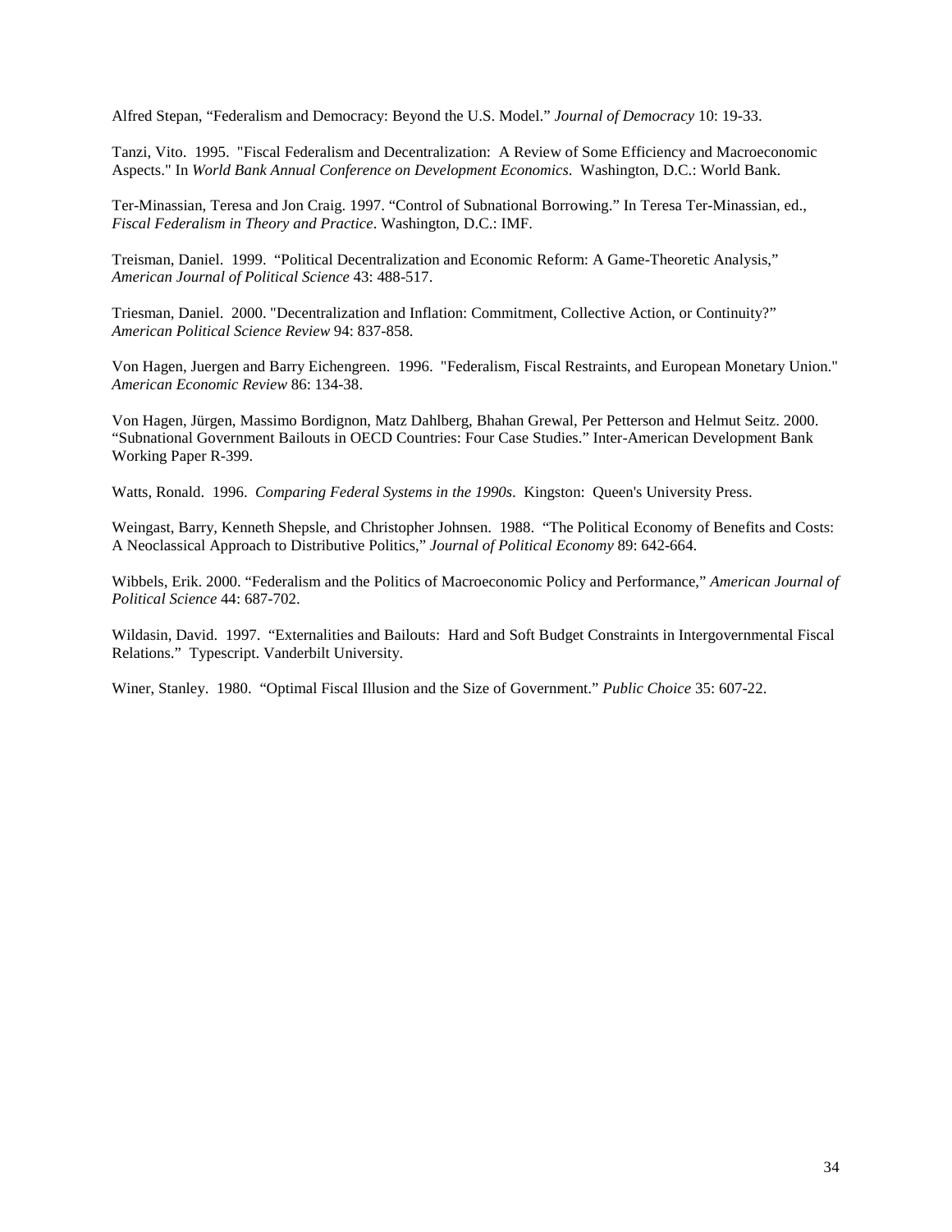Alfred Stepan, "Federalism and Democracy: Beyond the U.S. Model." *Journal of Democracy* 10: 19-33.

Tanzi, Vito. 1995. "Fiscal Federalism and Decentralization: A Review of Some Efficiency and Macroeconomic Aspects." In *World Bank Annual Conference on Development Economics*. Washington, D.C.: World Bank.

Ter-Minassian, Teresa and Jon Craig. 1997. "Control of Subnational Borrowing." In Teresa Ter-Minassian, ed., *Fiscal Federalism in Theory and Practice*. Washington, D.C.: IMF.

Treisman, Daniel. 1999. "Political Decentralization and Economic Reform: A Game-Theoretic Analysis," *American Journal of Political Science* 43: 488-517.

Triesman, Daniel. 2000. "Decentralization and Inflation: Commitment, Collective Action, or Continuity?" *American Political Science Review* 94: 837-858.

Von Hagen, Juergen and Barry Eichengreen. 1996. "Federalism, Fiscal Restraints, and European Monetary Union." *American Economic Review* 86: 134-38.

Von Hagen, Jürgen, Massimo Bordignon, Matz Dahlberg, Bhahan Grewal, Per Petterson and Helmut Seitz. 2000. "Subnational Government Bailouts in OECD Countries: Four Case Studies." Inter-American Development Bank Working Paper R-399.

Watts, Ronald. 1996. *Comparing Federal Systems in the 1990s*. Kingston: Queen's University Press.

Weingast, Barry, Kenneth Shepsle, and Christopher Johnsen. 1988. "The Political Economy of Benefits and Costs: A Neoclassical Approach to Distributive Politics," *Journal of Political Economy* 89: 642-664.

Wibbels, Erik. 2000. "Federalism and the Politics of Macroeconomic Policy and Performance," *American Journal of Political Science* 44: 687-702.

Wildasin, David. 1997. "Externalities and Bailouts: Hard and Soft Budget Constraints in Intergovernmental Fiscal Relations." Typescript. Vanderbilt University.

Winer, Stanley. 1980. "Optimal Fiscal Illusion and the Size of Government." *Public Choice* 35: 607-22.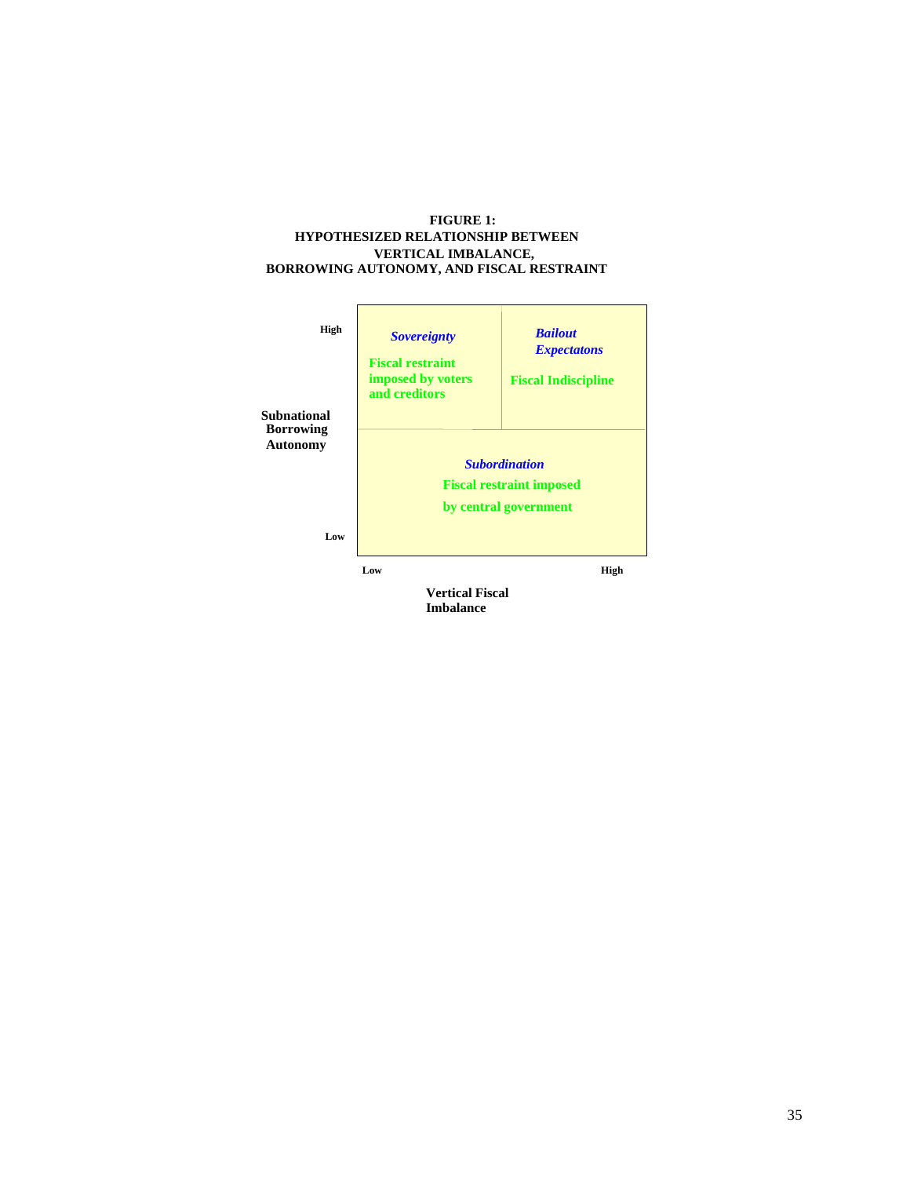**FIGURE 1:
HYPOTHESIZED RELATIONSHIP BETWEEN
VERTICAL IMBALANCE,
BORROWING AUTONOMY, AND FISCAL RESTRAINT**

| Subnational Borrowing Autonomy | Vertical Fiscal Imbalance: Low | Vertical Fiscal Imbalance: High |
|---|---|---|
| High | ***Sovereignty*** **Fiscal restraint imposed by voters and creditors** | ***Bailout Expectatons*** **Fiscal Indiscipline** |
| Low | ***Subordination*** **Fiscal restraint imposed by central government** | |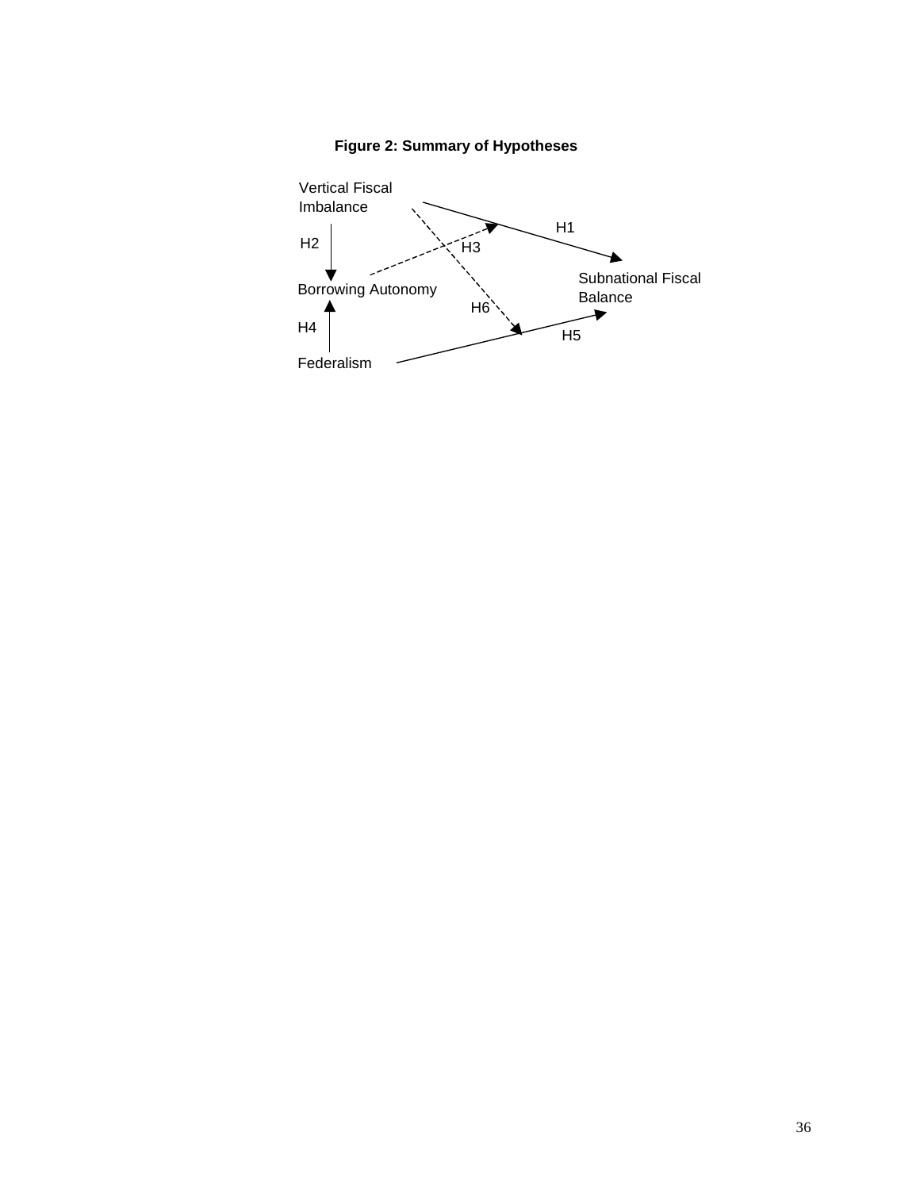**Figure 2: Summary of Hypotheses**

Vertical Fiscal Imbalance

H1

H2

H3

Subnational Fiscal Balance

Borrowing Autonomy

H6

H4

H5

Federalism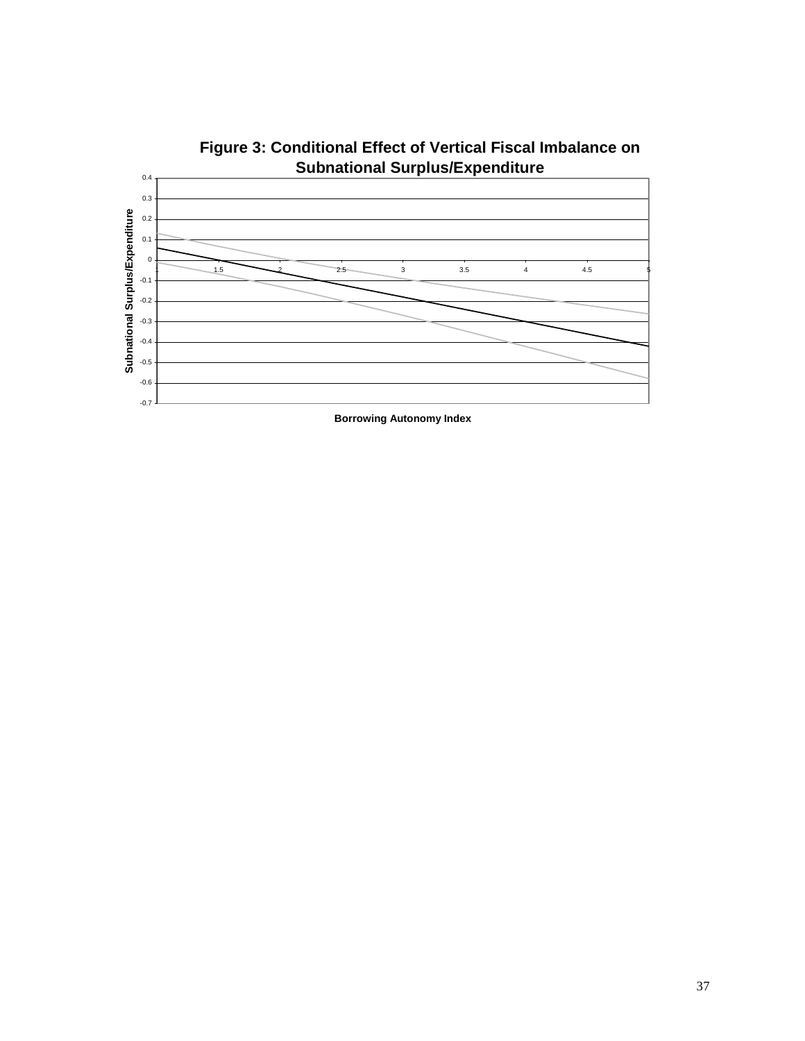**Figure 3: Conditional Effect of Vertical Fiscal Imbalance on Subnational Surplus/Expenditure**

Subnational Surplus/Expenditure

0.4
0.3
0.2
0.1
0
-0.1
-0.2
-0.3
-0.4
-0.5
-0.6
-0.7

1 1.5 2 2.5 3 3.5 4 4.5 5

Borrowing Autonomy Index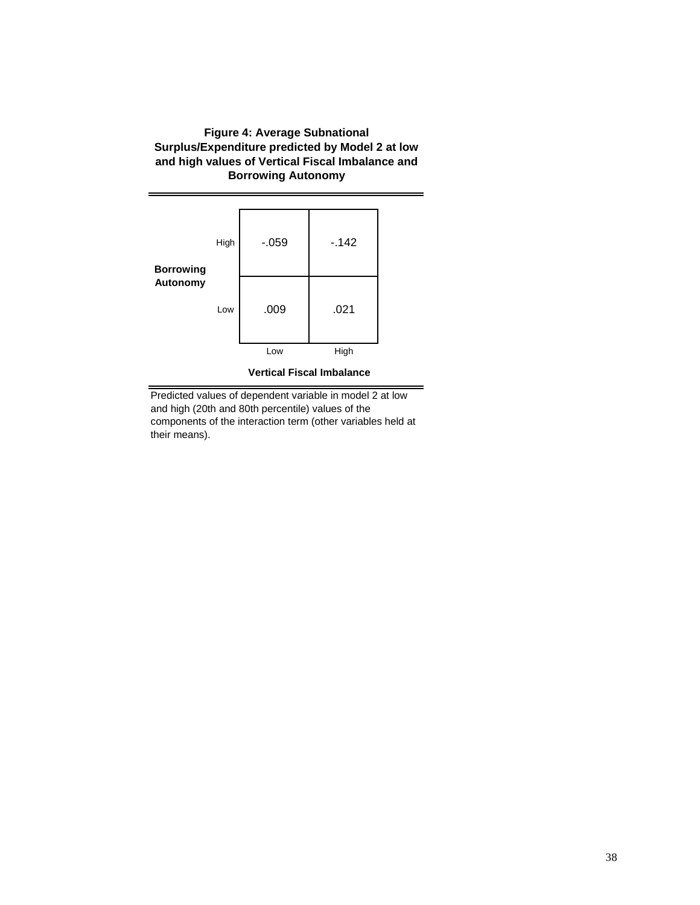**Figure 4: Average Subnational Surplus/Expenditure predicted by Model 2 at low and high values of Vertical Fiscal Imbalance and Borrowing Autonomy**

| Borrowing Autonomy | Vertical Fiscal Imbalance: Low | Vertical Fiscal Imbalance: High |
|---|---|---|
| High | -.059 | -.142 |
| Low | .009 | .021 |

Predicted values of dependent variable in model 2 at low and high (20th and 80th percentile) values of the components of the interaction term (other variables held at their means).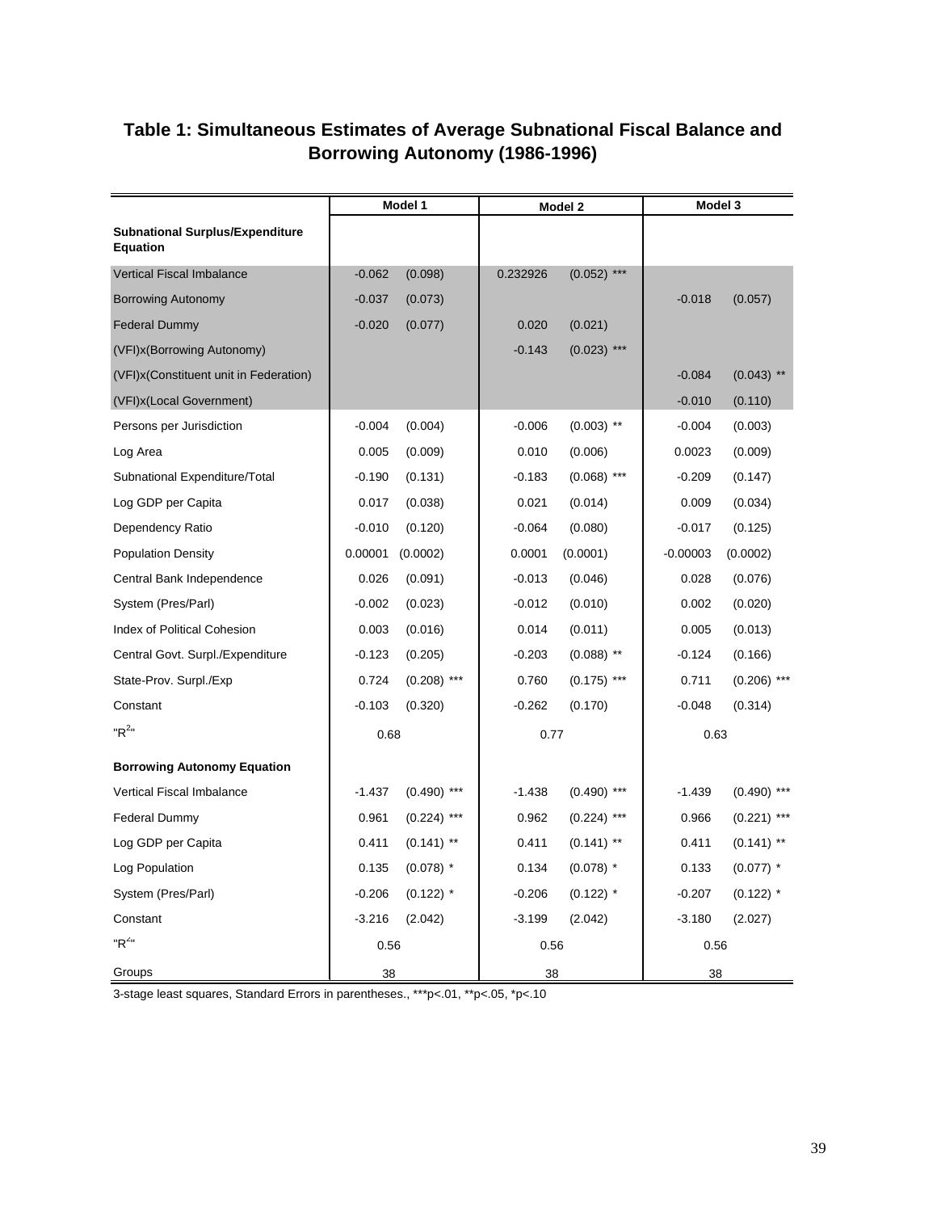## Table 1: Simultaneous Estimates of Average Subnational Fiscal Balance and Borrowing Autonomy (1986-1996)

| | Model 1 | | Model 2 | | Model 3 | |
|---|---|---|---|---|---|---|
| **Subnational Surplus/Expenditure Equation** | | | | | | |
| Vertical Fiscal Imbalance | -0.062 | (0.098) | 0.232926 | (0.052) *** | | |
| Borrowing Autonomy | -0.037 | (0.073) | | | -0.018 | (0.057) |
| Federal Dummy | -0.020 | (0.077) | 0.020 | (0.021) | | |
| (VFI)x(Borrowing Autonomy) | | | -0.143 | (0.023) *** | | |
| (VFI)x(Constituent unit in Federation) | | | | | -0.084 | (0.043) ** |
| (VFI)x(Local Government) | | | | | -0.010 | (0.110) |
| Persons per Jurisdiction | -0.004 | (0.004) | -0.006 | (0.003) ** | -0.004 | (0.003) |
| Log Area | 0.005 | (0.009) | 0.010 | (0.006) | 0.0023 | (0.009) |
| Subnational Expenditure/Total | -0.190 | (0.131) | -0.183 | (0.068) *** | -0.209 | (0.147) |
| Log GDP per Capita | 0.017 | (0.038) | 0.021 | (0.014) | 0.009 | (0.034) |
| Dependency Ratio | -0.010 | (0.120) | -0.064 | (0.080) | -0.017 | (0.125) |
| Population Density | 0.00001 | (0.0002) | 0.0001 | (0.0001) | -0.00003 | (0.0002) |
| Central Bank Independence | 0.026 | (0.091) | -0.013 | (0.046) | 0.028 | (0.076) |
| System (Pres/Parl) | -0.002 | (0.023) | -0.012 | (0.010) | 0.002 | (0.020) |
| Index of Political Cohesion | 0.003 | (0.016) | 0.014 | (0.011) | 0.005 | (0.013) |
| Central Govt. Surpl./Expenditure | -0.123 | (0.205) | -0.203 | (0.088) ** | -0.124 | (0.166) |
| State-Prov. Surpl./Exp | 0.724 | (0.208) *** | 0.760 | (0.175) *** | 0.711 | (0.206) *** |
| Constant | -0.103 | (0.320) | -0.262 | (0.170) | -0.048 | (0.314) |
| "$R^2$" | 0.68 | | 0.77 | | 0.63 | |
| **Borrowing Autonomy Equation** | | | | | | |
| Vertical Fiscal Imbalance | -1.437 | (0.490) *** | -1.438 | (0.490) *** | -1.439 | (0.490) *** |
| Federal Dummy | 0.961 | (0.224) *** | 0.962 | (0.224) *** | 0.966 | (0.221) *** |
| Log GDP per Capita | 0.411 | (0.141) ** | 0.411 | (0.141) ** | 0.411 | (0.141) ** |
| Log Population | 0.135 | (0.078) * | 0.134 | (0.078) * | 0.133 | (0.077) * |
| System (Pres/Parl) | -0.206 | (0.122) * | -0.206 | (0.122) * | -0.207 | (0.122) * |
| Constant | -3.216 | (2.042) | -3.199 | (2.042) | -3.180 | (2.027) |
| "$R^2$" | 0.56 | | 0.56 | | 0.56 | |
| Groups | 38 | | 38 | | 38 | |

3-stage least squares, Standard Errors in parentheses., ***p<.01, **p<.05, *p<.10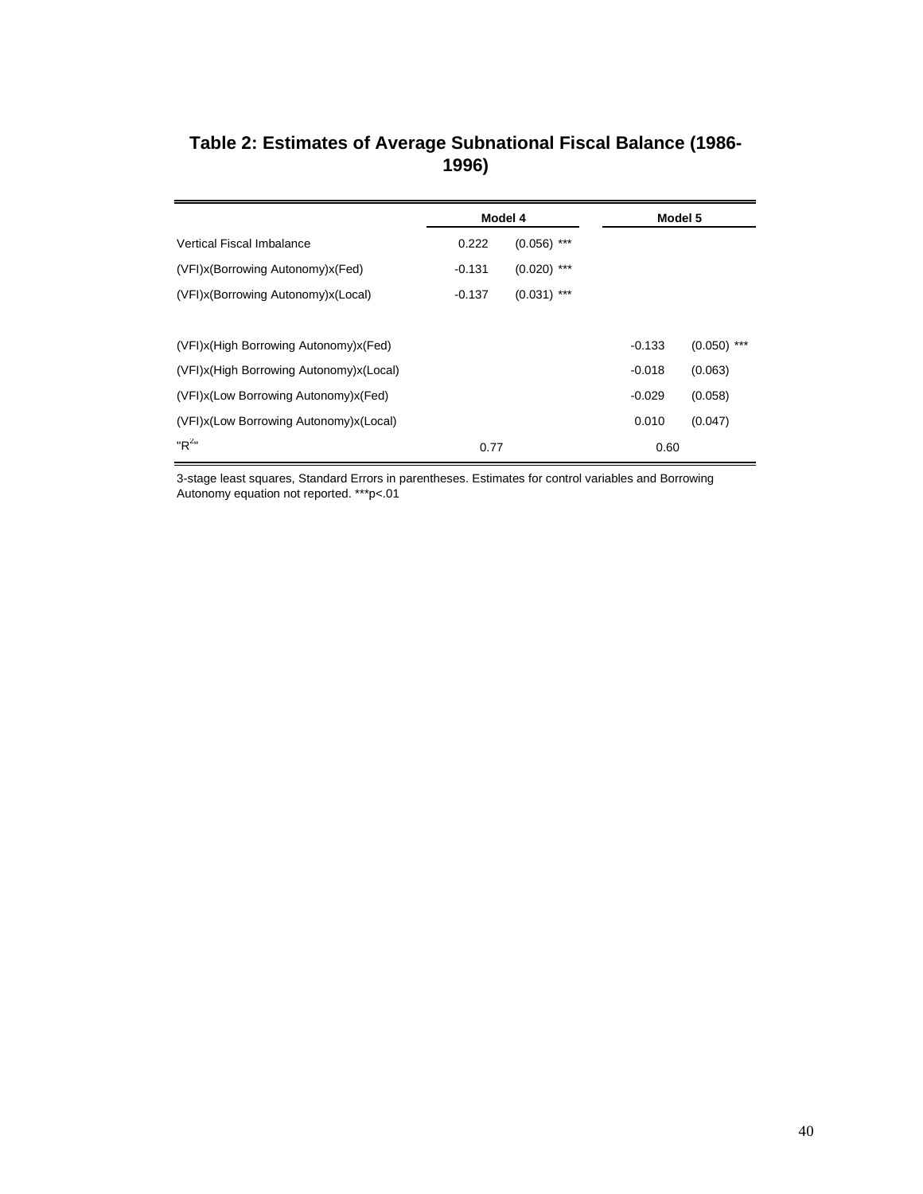## Table 2: Estimates of Average Subnational Fiscal Balance (1986-1996)

| | Model 4 | | Model 5 | |
|---|---|---|---|---|
| Vertical Fiscal Imbalance | 0.222 | (0.056) *** | | |
| (VFI)x(Borrowing Autonomy)x(Fed) | -0.131 | (0.020) *** | | |
| (VFI)x(Borrowing Autonomy)x(Local) | -0.137 | (0.031) *** | | |
| (VFI)x(High Borrowing Autonomy)x(Fed) | | | -0.133 | (0.050) *** |
| (VFI)x(High Borrowing Autonomy)x(Local) | | | -0.018 | (0.063) |
| (VFI)x(Low Borrowing Autonomy)x(Fed) | | | -0.029 | (0.058) |
| (VFI)x(Low Borrowing Autonomy)x(Local) | | | 0.010 | (0.047) |
| "$R^2$" | 0.77 | | 0.60 | |

3-stage least squares, Standard Errors in parentheses. Estimates for control variables and Borrowing Autonomy equation not reported. ***p<.01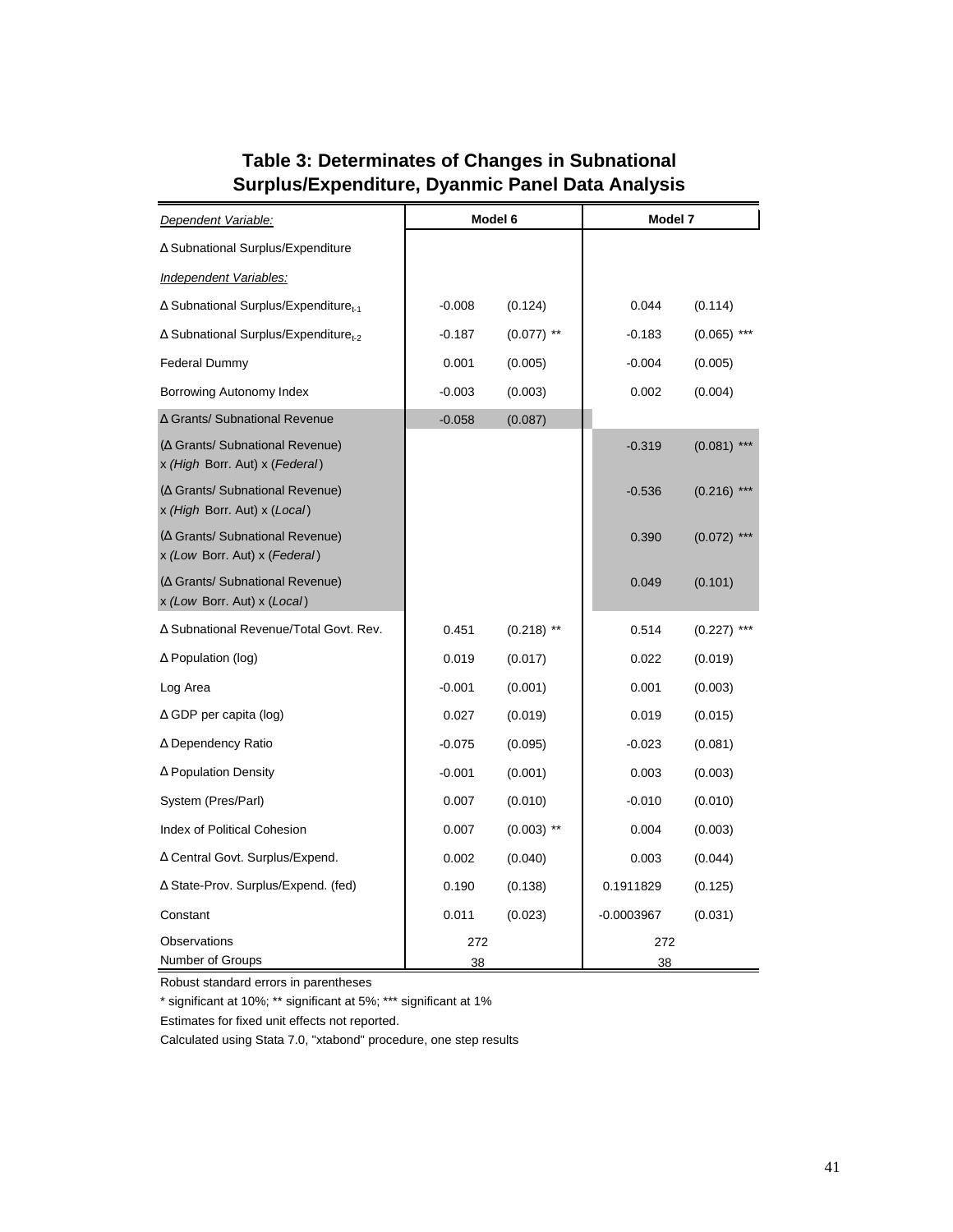## Table 3: Determinates of Changes in Subnational Surplus/Expenditure, Dyanmic Panel Data Analysis

| *Dependent Variable:* | Model 6 | | Model 7 | |
|---|---|---|---|---|
| Δ Subnational Surplus/Expenditure | | | | |
| *Independent Variables:* | | | | |
| Δ Subnational Surplus/Expenditure$_{t-1}$ | -0.008 | (0.124) | 0.044 | (0.114) |
| Δ Subnational Surplus/Expenditure$_{t-2}$ | -0.187 | (0.077) ** | -0.183 | (0.065) *** |
| Federal Dummy | 0.001 | (0.005) | -0.004 | (0.005) |
| Borrowing Autonomy Index | -0.003 | (0.003) | 0.002 | (0.004) |
| Δ Grants/ Subnational Revenue | -0.058 | (0.087) | | |
| (Δ Grants/ Subnational Revenue) x *(High* Borr. Aut) x (*Federal*) | | | -0.319 | (0.081) *** |
| (Δ Grants/ Subnational Revenue) x *(High* Borr. Aut) x (*Local*) | | | -0.536 | (0.216) *** |
| (Δ Grants/ Subnational Revenue) x *(Low* Borr. Aut) x (*Federal*) | | | 0.390 | (0.072) *** |
| (Δ Grants/ Subnational Revenue) x *(Low* Borr. Aut) x (*Local*) | | | 0.049 | (0.101) |
| Δ Subnational Revenue/Total Govt. Rev. | 0.451 | (0.218) ** | 0.514 | (0.227) *** |
| Δ Population (log) | 0.019 | (0.017) | 0.022 | (0.019) |
| Log Area | -0.001 | (0.001) | 0.001 | (0.003) |
| Δ GDP per capita (log) | 0.027 | (0.019) | 0.019 | (0.015) |
| Δ Dependency Ratio | -0.075 | (0.095) | -0.023 | (0.081) |
| Δ Population Density | -0.001 | (0.001) | 0.003 | (0.003) |
| System (Pres/Parl) | 0.007 | (0.010) | -0.010 | (0.010) |
| Index of Political Cohesion | 0.007 | (0.003) ** | 0.004 | (0.003) |
| Δ Central Govt. Surplus/Expend. | 0.002 | (0.040) | 0.003 | (0.044) |
| Δ State-Prov. Surplus/Expend. (fed) | 0.190 | (0.138) | 0.1911829 | (0.125) |
| Constant | 0.011 | (0.023) | -0.0003967 | (0.031) |
| Observations | 272 | | 272 | |
| Number of Groups | 38 | | 38 | |

Robust standard errors in parentheses

* significant at 10%; ** significant at 5%; *** significant at 1%

Estimates for fixed unit effects not reported.

Calculated using Stata 7.0, "xtabond" procedure, one step results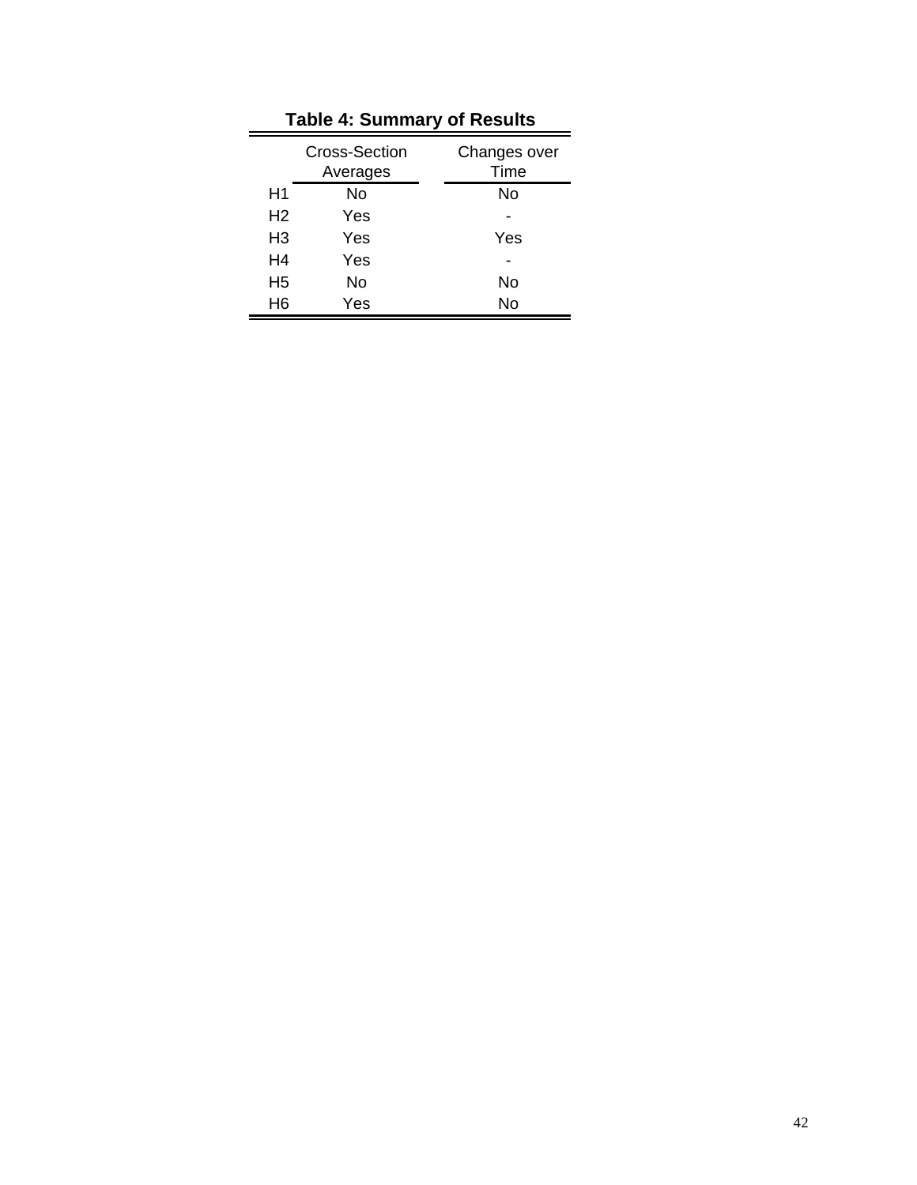**Table 4: Summary of Results**

| | Cross-Section Averages | Changes over Time |
|---|---|---|
| H1 | No | No |
| H2 | Yes | - |
| H3 | Yes | Yes |
| H4 | Yes | - |
| H5 | No | No |
| H6 | Yes | No |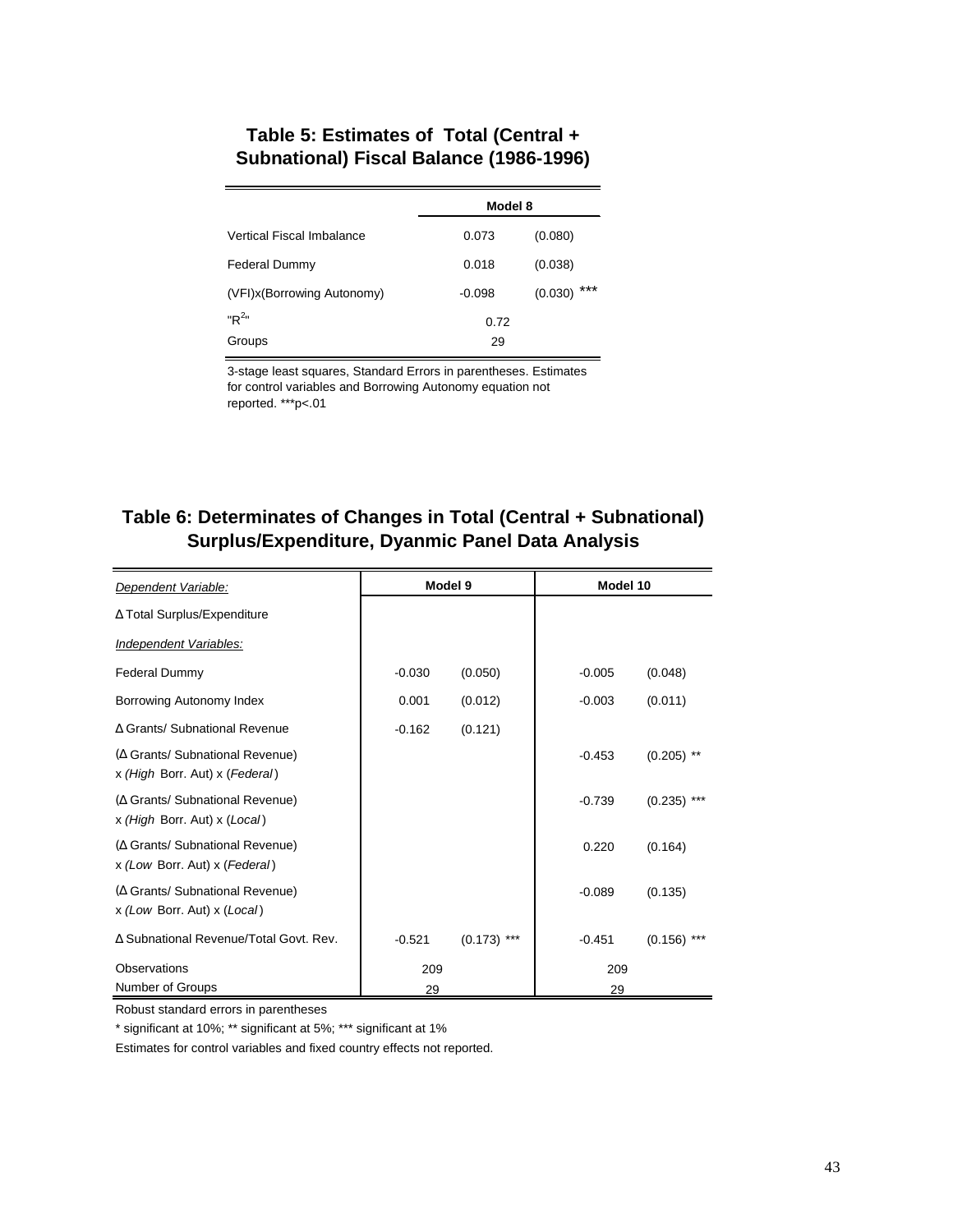**Table 5: Estimates of Total (Central + Subnational) Fiscal Balance (1986-1996)**

| | Model 8 | |
|---|---|---|
| Vertical Fiscal Imbalance | 0.073 | (0.080) |
| Federal Dummy | 0.018 | (0.038) |
| (VFI)x(Borrowing Autonomy) | -0.098 | (0.030) *** |
| "$R^2$" | 0.72 | |
| Groups | 29 | |

3-stage least squares, Standard Errors in parentheses. Estimates for control variables and Borrowing Autonomy equation not reported. ***p<.01

**Table 6: Determinates of Changes in Total (Central + Subnational) Surplus/Expenditure, Dyanmic Panel Data Analysis**

| *Dependent Variable:* | Model 9 | | Model 10 | |
|---|---|---|---|---|
| Δ Total Surplus/Expenditure | | | | |
| *Independent Variables:* | | | | |
| Federal Dummy | -0.030 | (0.050) | -0.005 | (0.048) |
| Borrowing Autonomy Index | 0.001 | (0.012) | -0.003 | (0.011) |
| Δ Grants/ Subnational Revenue | -0.162 | (0.121) | | |
| (Δ Grants/ Subnational Revenue) x *(High* Borr. Aut) x (*Federal*) | | | -0.453 | (0.205) ** |
| (Δ Grants/ Subnational Revenue) x *(High* Borr. Aut) x (*Local*) | | | -0.739 | (0.235) *** |
| (Δ Grants/ Subnational Revenue) x *(Low* Borr. Aut) x (*Federal*) | | | 0.220 | (0.164) |
| (Δ Grants/ Subnational Revenue) x *(Low* Borr. Aut) x (*Local*) | | | -0.089 | (0.135) |
| Δ Subnational Revenue/Total Govt. Rev. | -0.521 | (0.173) *** | -0.451 | (0.156) *** |
| Observations | 209 | | 209 | |
| Number of Groups | 29 | | 29 | |

Robust standard errors in parentheses

* significant at 10%; ** significant at 5%; *** significant at 1%

Estimates for control variables and fixed country effects not reported.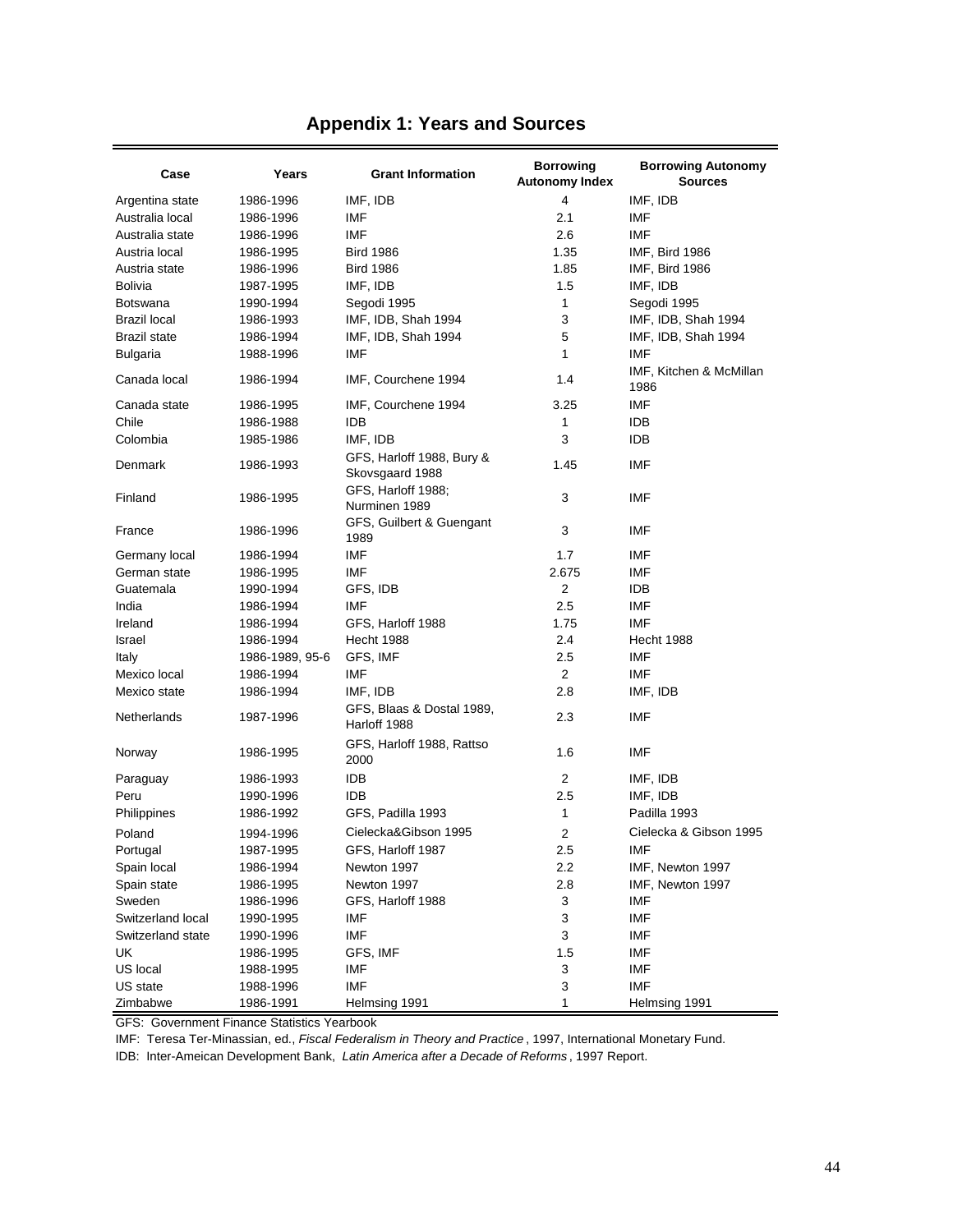## Appendix 1: Years and Sources

| Case | Years | Grant Information | Borrowing Autonomy Index | Borrowing Autonomy Sources |
|---|---|---|---|---|
| Argentina state | 1986-1996 | IMF, IDB | 4 | IMF, IDB |
| Australia local | 1986-1996 | IMF | 2.1 | IMF |
| Australia state | 1986-1996 | IMF | 2.6 | IMF |
| Austria local | 1986-1995 | Bird 1986 | 1.35 | IMF, Bird 1986 |
| Austria state | 1986-1996 | Bird 1986 | 1.85 | IMF, Bird 1986 |
| Bolivia | 1987-1995 | IMF, IDB | 1.5 | IMF, IDB |
| Botswana | 1990-1994 | Segodi 1995 | 1 | Segodi 1995 |
| Brazil local | 1986-1993 | IMF, IDB, Shah 1994 | 3 | IMF, IDB, Shah 1994 |
| Brazil state | 1986-1994 | IMF, IDB, Shah 1994 | 5 | IMF, IDB, Shah 1994 |
| Bulgaria | 1988-1996 | IMF | 1 | IMF |
| Canada local | 1986-1994 | IMF, Courchene 1994 | 1.4 | IMF, Kitchen & McMillan 1986 |
| Canada state | 1986-1995 | IMF, Courchene 1994 | 3.25 | IMF |
| Chile | 1986-1988 | IDB | 1 | IDB |
| Colombia | 1985-1986 | IMF, IDB | 3 | IDB |
| Denmark | 1986-1993 | GFS, Harloff 1988, Bury & Skovsgaard 1988 | 1.45 | IMF |
| Finland | 1986-1995 | GFS, Harloff 1988; Nurminen 1989 | 3 | IMF |
| France | 1986-1996 | GFS, Guilbert & Guengant 1989 | 3 | IMF |
| Germany local | 1986-1994 | IMF | 1.7 | IMF |
| German state | 1986-1995 | IMF | 2.675 | IMF |
| Guatemala | 1990-1994 | GFS, IDB | 2 | IDB |
| India | 1986-1994 | IMF | 2.5 | IMF |
| Ireland | 1986-1994 | GFS, Harloff 1988 | 1.75 | IMF |
| Israel | 1986-1994 | Hecht 1988 | 2.4 | Hecht 1988 |
| Italy | 1986-1989, 95-6 | GFS, IMF | 2.5 | IMF |
| Mexico local | 1986-1994 | IMF | 2 | IMF |
| Mexico state | 1986-1994 | IMF, IDB | 2.8 | IMF, IDB |
| Netherlands | 1987-1996 | GFS, Blaas & Dostal 1989, Harloff 1988 | 2.3 | IMF |
| Norway | 1986-1995 | GFS, Harloff 1988, Rattso 2000 | 1.6 | IMF |
| Paraguay | 1986-1993 | IDB | 2 | IMF, IDB |
| Peru | 1990-1996 | IDB | 2.5 | IMF, IDB |
| Philippines | 1986-1992 | GFS, Padilla 1993 | 1 | Padilla 1993 |
| Poland | 1994-1996 | Cielecka&Gibson 1995 | 2 | Cielecka & Gibson 1995 |
| Portugal | 1987-1995 | GFS, Harloff 1987 | 2.5 | IMF |
| Spain local | 1986-1994 | Newton 1997 | 2.2 | IMF, Newton 1997 |
| Spain state | 1986-1995 | Newton 1997 | 2.8 | IMF, Newton 1997 |
| Sweden | 1986-1996 | GFS, Harloff 1988 | 3 | IMF |
| Switzerland local | 1990-1995 | IMF | 3 | IMF |
| Switzerland state | 1990-1996 | IMF | 3 | IMF |
| UK | 1986-1995 | GFS, IMF | 1.5 | IMF |
| US local | 1988-1995 | IMF | 3 | IMF |
| US state | 1988-1996 | IMF | 3 | IMF |
| Zimbabwe | 1986-1991 | Helmsing 1991 | 1 | Helmsing 1991 |

GFS: Government Finance Statistics Yearbook

IMF: Teresa Ter-Minassian, ed., *Fiscal Federalism in Theory and Practice* , 1997, International Monetary Fund.

IDB: Inter-Ameican Development Bank, *Latin America after a Decade of Reforms* , 1997 Report.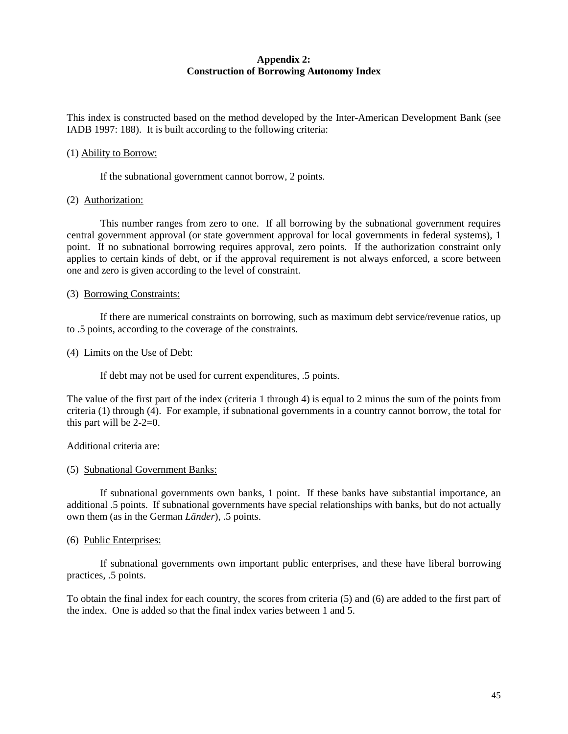## Appendix 2:
## Construction of Borrowing Autonomy Index

This index is constructed based on the method developed by the Inter-American Development Bank (see IADB 1997: 188). It is built according to the following criteria:

(1) Ability to Borrow:

If the subnational government cannot borrow, 2 points.

(2) Authorization:

This number ranges from zero to one. If all borrowing by the subnational government requires central government approval (or state government approval for local governments in federal systems), 1 point. If no subnational borrowing requires approval, zero points. If the authorization constraint only applies to certain kinds of debt, or if the approval requirement is not always enforced, a score between one and zero is given according to the level of constraint.

(3) Borrowing Constraints:

If there are numerical constraints on borrowing, such as maximum debt service/revenue ratios, up to .5 points, according to the coverage of the constraints.

(4) Limits on the Use of Debt:

If debt may not be used for current expenditures, .5 points.

The value of the first part of the index (criteria 1 through 4) is equal to 2 minus the sum of the points from criteria (1) through (4). For example, if subnational governments in a country cannot borrow, the total for this part will be 2-2=0.

Additional criteria are:

(5) Subnational Government Banks:

If subnational governments own banks, 1 point. If these banks have substantial importance, an additional .5 points. If subnational governments have special relationships with banks, but do not actually own them (as in the German *Länder*), .5 points.

(6) Public Enterprises:

If subnational governments own important public enterprises, and these have liberal borrowing practices, .5 points.

To obtain the final index for each country, the scores from criteria (5) and (6) are added to the first part of the index. One is added so that the final index varies between 1 and 5.